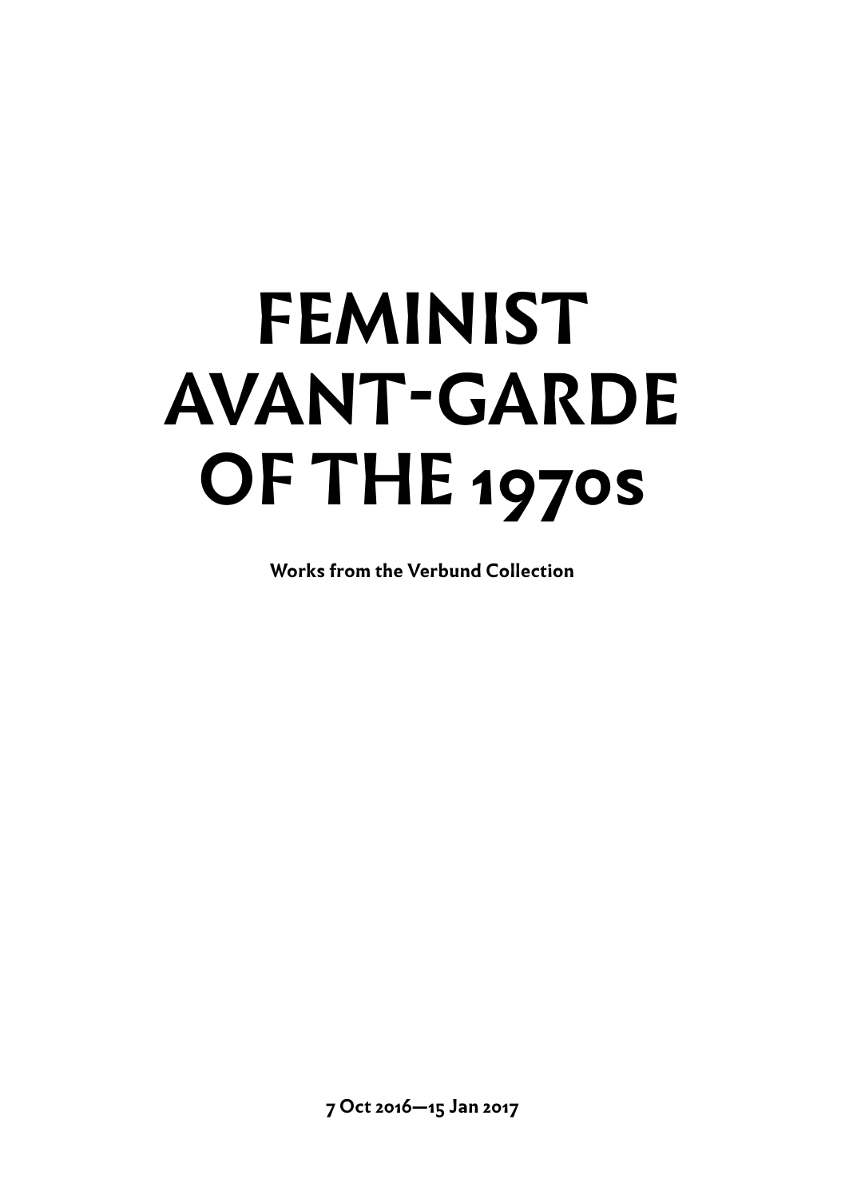# FEMINIST AVANT-GARDE OF THE 1970s

**Works from the Verbund Collection**

**7 Oct 2016—15 Jan 2017**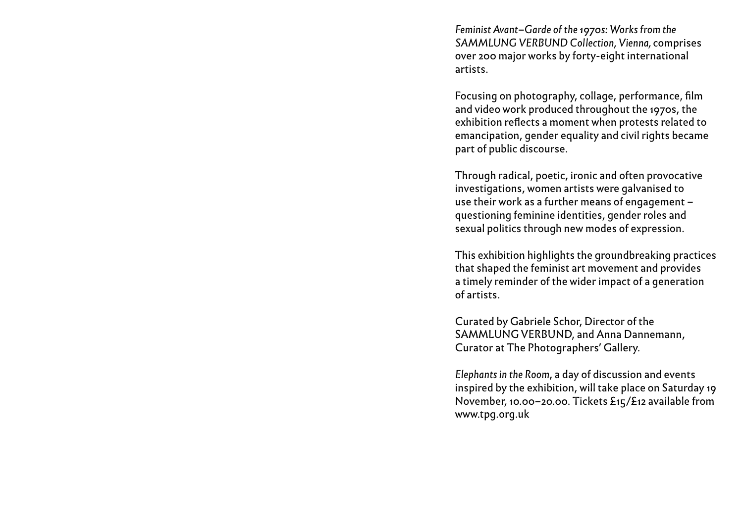*Feminist Avant–Garde of the 1970s: Works from the SAMMLUNG VERBUND Collection, Vienna,* comprises over 200 major works by forty-eight international artists.

Focusing on photography, collage, performance, film and video work produced throughout the 1970s, the exhibition reflects a moment when protests related to emancipation, gender equality and civil rights became part of public discourse.

Through radical, poetic, ironic and often provocative investigations, women artists were galvanised to use their work as a further means of engagement – questioning feminine identities, gender roles and sexual politics through new modes of expression.

This exhibition highlights the groundbreaking practices that shaped the feminist art movement and provides a timely reminder of the wider impact of a generation of artists.

Curated by Gabriele Schor, Director of the SAMMLUNG VERBUND, and Anna Dannemann, Curator at The Photographers' Gallery.

*Elephants in the Room*, a day of discussion and events inspired by the exhibition, will take place on Saturday 19 November, 10.00–20.00. Tickets £15/£12 available from www.tpg.org.uk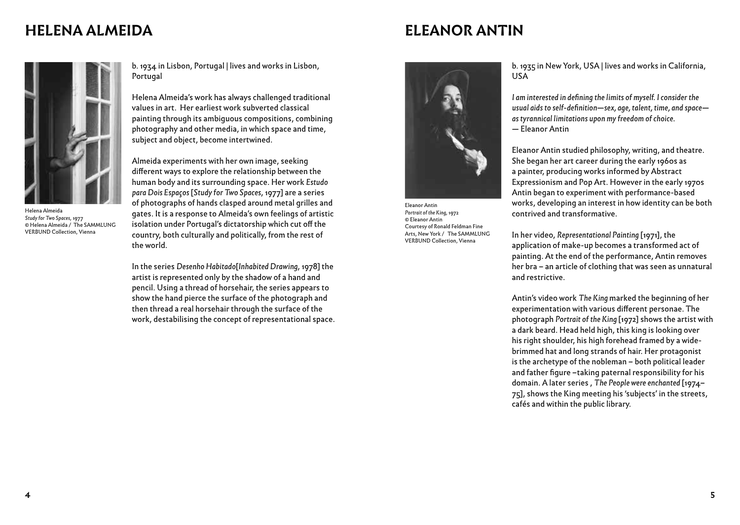# HELENA ALMEIDA

Helena Almeida
*Study for Two Spaces*, 1977
© Helena Almeida / The SAMMLUNG VERBUND Collection, Vienna

b. 1934 in Lisbon, Portugal | lives and works in Lisbon, Portugal

Helena Almeida's work has always challenged traditional values in art. Her earliest work subverted classical painting through its ambiguous compositions, combining photography and other media, in which space and time, subject and object, become intertwined.

Almeida experiments with her own image, seeking different ways to explore the relationship between the human body and its surrounding space. Her work *Estudo para Dois Espaços* [*Study for Two Spaces*, 1977] are a series of photographs of hands clasped around metal grilles and gates. It is a response to Almeida's own feelings of artistic isolation under Portugal's dictatorship which cut off the country, both culturally and politically, from the rest of the world.

In the series *Desenho Habitado*[*Inhabited Drawing*, 1978] the artist is represented only by the shadow of a hand and pencil. Using a thread of horsehair, the series appears to show the hand pierce the surface of the photograph and then thread a real horsehair through the surface of the work, destabilising the concept of representational space.

# ELEANOR ANTIN

Eleanor Antin
*Portrait of the King*, 1972
© Eleanor Antin
Courtesy of Ronald Feldman Fine Arts, New York / The SAMMLUNG VERBUND Collection, Vienna

b. 1935 in New York, USA | lives and works in California, USA

*I am interested in defining the limits of myself. I consider the usual aids to self-definition—sex, age, talent, time, and space—as tyrannical limitations upon my freedom of choice.*
— Eleanor Antin

Eleanor Antin studied philosophy, writing, and theatre. She began her art career during the early 1960s as a painter, producing works informed by Abstract Expressionism and Pop Art. However in the early 1970s Antin began to experiment with performance-based works, developing an interest in how identity can be both contrived and transformative.

In her video, *Representational Painting* [1971], the application of make-up becomes a transformed act of painting. At the end of the performance, Antin removes her bra – an article of clothing that was seen as unnatural and restrictive.

Antin's video work *The King* marked the beginning of her experimentation with various different personae. The photograph *Portrait of the King* [1972] shows the artist with a dark beard. Head held high, this king is looking over his right shoulder, his high forehead framed by a wide-brimmed hat and long strands of hair. Her protagonist is the archetype of the nobleman – both political leader and father figure –taking paternal responsibility for his domain. A later series , *The People were enchanted* [1974–75], shows the King meeting his 'subjects' in the streets, cafés and within the public library.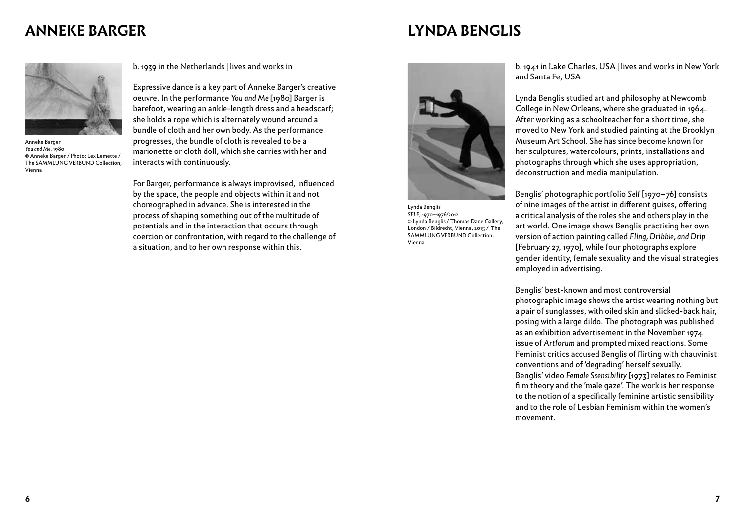# ANNEKE BARGER

Anneke Barger
*You and Me*, 1980
© Anneke Barger / Photo: Lex Lemette / The SAMMLUNG VERBUND Collection, Vienna

b. 1939 in the Netherlands | lives and works in

Expressive dance is a key part of Anneke Barger's creative oeuvre. In the performance *You and Me* [1980] Barger is barefoot, wearing an ankle-length dress and a headscarf; she holds a rope which is alternately wound around a bundle of cloth and her own body. As the performance progresses, the bundle of cloth is revealed to be a marionette or cloth doll, which she carries with her and interacts with continuously.

For Barger, performance is always improvised, influenced by the space, the people and objects within it and not choreographed in advance. She is interested in the process of shaping something out of the multitude of potentials and in the interaction that occurs through coercion or confrontation, with regard to the challenge of a situation, and to her own response within this.

# LYNDA BENGLIS

Lynda Benglis
*SELF*, 1970–1976/2012
© Lynda Benglis / Thomas Dane Gallery, London / Bildrecht, Vienna, 2015 / The SAMMLUNG VERBUND Collection, Vienna

b. 1941 in Lake Charles, USA | lives and works in New York and Santa Fe, USA

Lynda Benglis studied art and philosophy at Newcomb College in New Orleans, where she graduated in 1964. After working as a schoolteacher for a short time, she moved to New York and studied painting at the Brooklyn Museum Art School. She has since become known for her sculptures, watercolours, prints, installations and photographs through which she uses appropriation, deconstruction and media manipulation.

Benglis' photographic portfolio *Self* [1970–76] consists of nine images of the artist in different guises, offering a critical analysis of the roles she and others play in the art world. One image shows Benglis practising her own version of action painting called *Fling, Dribble, and Drip* [February 27, 1970], while four photographs explore gender identity, female sexuality and the visual strategies employed in advertising.

Benglis' best-known and most controversial photographic image shows the artist wearing nothing but a pair of sunglasses, with oiled skin and slicked-back hair, posing with a large dildo. The photograph was published as an exhibition advertisement in the November 1974 issue of *Artforum* and prompted mixed reactions. Some Feminist critics accused Benglis of flirting with chauvinist conventions and of 'degrading' herself sexually. Benglis' video *Female Ssensibility* [1973] relates to Feminist film theory and the 'male gaze'. The work is her response to the notion of a specifically feminine artistic sensibility and to the role of Lesbian Feminism within the women's movement.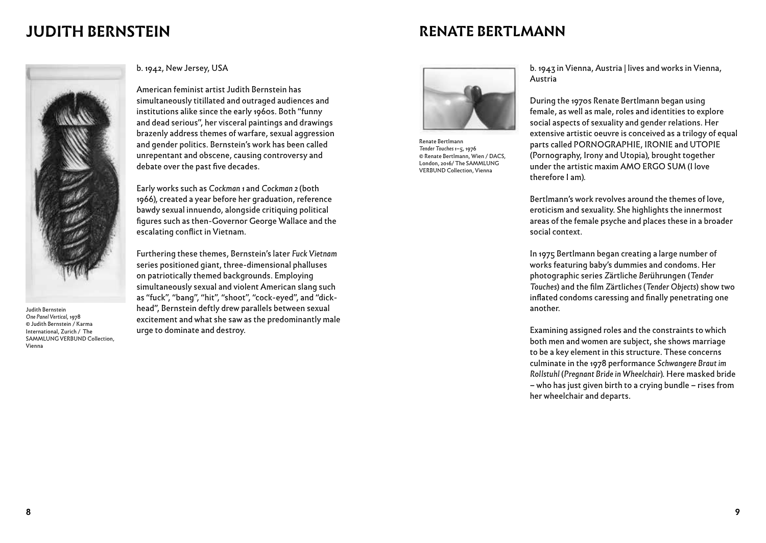# JUDITH BERNSTEIN

Judith Bernstein
*One Panel Vertical*, 1978
© Judith Bernstein / Karma International, Zurich / The SAMMLUNG VERBUND Collection, Vienna

b. 1942, New Jersey, USA

American feminist artist Judith Bernstein has simultaneously titillated and outraged audiences and institutions alike since the early 1960s. Both "funny and dead serious", her visceral paintings and drawings brazenly address themes of warfare, sexual aggression and gender politics. Bernstein's work has been called unrepentant and obscene, causing controversy and debate over the past five decades.

Early works such as *Cockman 1* and *Cockman 2* (both 1966), created a year before her graduation, reference bawdy sexual innuendo, alongside critiquing political figures such as then-Governor George Wallace and the escalating conflict in Vietnam.

Furthering these themes, Bernstein's later *Fuck Vietnam* series positioned giant, three-dimensional phalluses on patriotically themed backgrounds. Employing simultaneously sexual and violent American slang such as "fuck", "bang", "hit", "shoot", "cock-eyed", and "dick-head", Bernstein deftly drew parallels between sexual excitement and what she saw as the predominantly male urge to dominate and destroy.

# RENATE BERTLMANN

Renate Bertlmann
*Tender Touches 1–5*, 1976
© Renate Bertlmann, Wien / DACS, London, 2016/ The SAMMLUNG VERBUND Collection, Vienna

b. 1943 in Vienna, Austria | lives and works in Vienna, Austria

During the 1970s Renate Bertlmann began using female, as well as male, roles and identities to explore social aspects of sexuality and gender relations. Her extensive artistic oeuvre is conceived as a trilogy of equal parts called PORNOGRAPHIE, IRONIE and UTOPIE (Pornography, Irony and Utopia), brought together under the artistic maxim AMO ERGO SUM (I love therefore I am).

Bertlmann's work revolves around the themes of love, eroticism and sexuality. She highlights the innermost areas of the female psyche and places these in a broader social context.

In 1975 Bertlmann began creating a large number of works featuring baby's dummies and condoms. Her photographic series *Zärtliche Berührungen* (*Tender Touches*) and the film *Zärtliches* (*Tender Objects*) show two inflated condoms caressing and finally penetrating one another.

Examining assigned roles and the constraints to which both men and women are subject, she shows marriage to be a key element in this structure. These concerns culminate in the 1978 performance *Schwangere Braut im Rollstuhl* (*Pregnant Bride in Wheelchair*). Here masked bride – who has just given birth to a crying bundle – rises from her wheelchair and departs.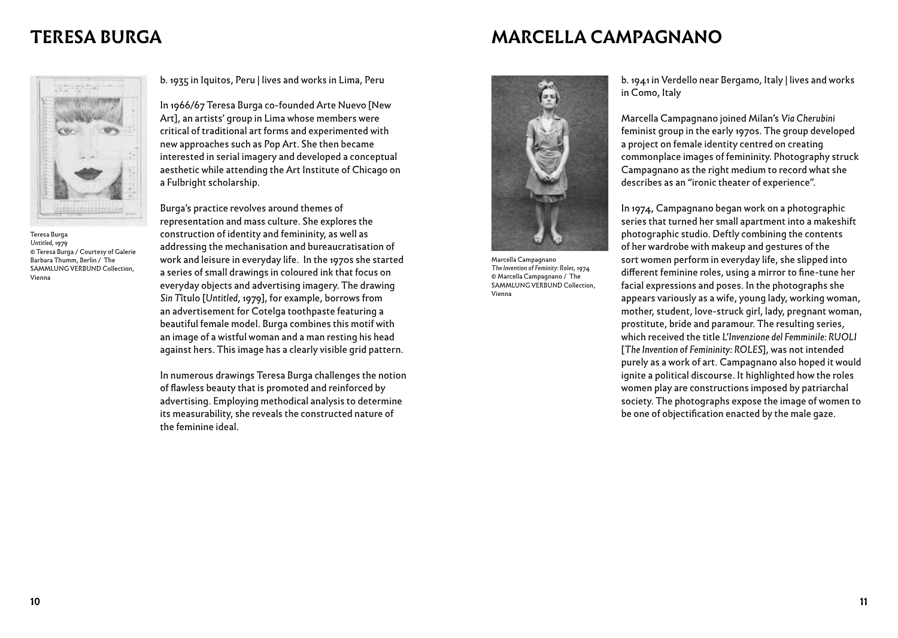# TERESA BURGA

Teresa Burga
*Untitled*, 1979
© Teresa Burga / Courtesy of Galerie Barbara Thumm, Berlin / The SAMMLUNG VERBUND Collection, Vienna

b. 1935 in Iquitos, Peru | lives and works in Lima, Peru

In 1966/67 Teresa Burga co-founded Arte Nuevo [New Art], an artists' group in Lima whose members were critical of traditional art forms and experimented with new approaches such as Pop Art. She then became interested in serial imagery and developed a conceptual aesthetic while attending the Art Institute of Chicago on a Fulbright scholarship.

Burga's practice revolves around themes of representation and mass culture. She explores the construction of identity and femininity, as well as addressing the mechanisation and bureaucratisation of work and leisure in everyday life. In the 1970s she started a series of small drawings in coloured ink that focus on everyday objects and advertising imagery. The drawing *Sin Tîtulo* [*Untitled*, 1979], for example, borrows from an advertisement for Cotelga toothpaste featuring a beautiful female model. Burga combines this motif with an image of a wistful woman and a man resting his head against hers. This image has a clearly visible grid pattern.

In numerous drawings Teresa Burga challenges the notion of flawless beauty that is promoted and reinforced by advertising. Employing methodical analysis to determine its measurability, she reveals the constructed nature of the feminine ideal.

# MARCELLA CAMPAGNANO

Marcella Campagnano
*The Invention of Feminity: Roles*, 1974
© Marcella Campagnano / The SAMMLUNG VERBUND Collection, Vienna

b. 1941 in Verdello near Bergamo, Italy | lives and works in Como, Italy

Marcella Campagnano joined Milan's *Via Cherubini* feminist group in the early 1970s. The group developed a project on female identity centred on creating commonplace images of femininity. Photography struck Campagnano as the right medium to record what she describes as an "ironic theater of experience".

In 1974, Campagnano began work on a photographic series that turned her small apartment into a makeshift photographic studio. Deftly combining the contents of her wardrobe with makeup and gestures of the sort women perform in everyday life, she slipped into different feminine roles, using a mirror to fine-tune her facial expressions and poses. In the photographs she appears variously as a wife, young lady, working woman, mother, student, love-struck girl, lady, pregnant woman, prostitute, bride and paramour. The resulting series, which received the title *L'Invenzione del Femminile: RUOLI* [*The Invention of Femininity: ROLES*], was not intended purely as a work of art. Campagnano also hoped it would ignite a political discourse. It highlighted how the roles women play are constructions imposed by patriarchal society. The photographs expose the image of women to be one of objectification enacted by the male gaze.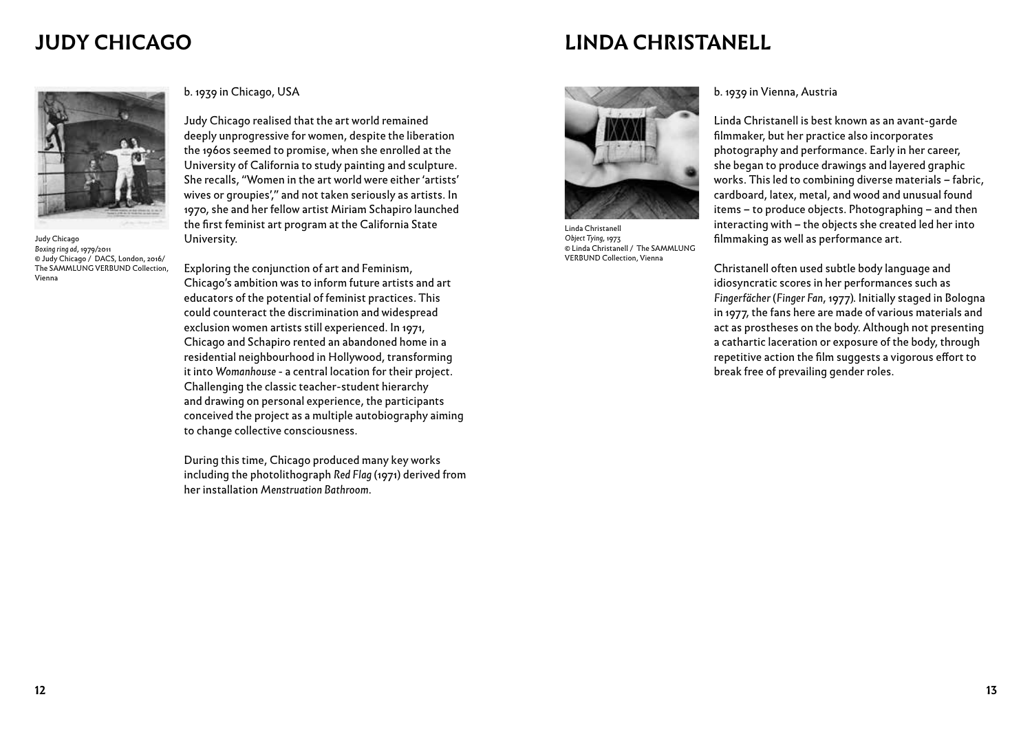# JUDY CHICAGO

Judy Chicago
*Boxing ring ad*, 1979/2011
© Judy Chicago / DACS, London, 2016/ The SAMMLUNG VERBUND Collection, Vienna

b. 1939 in Chicago, USA

Judy Chicago realised that the art world remained deeply unprogressive for women, despite the liberation the 1960s seemed to promise, when she enrolled at the University of California to study painting and sculpture. She recalls, "Women in the art world were either 'artists' wives or groupies'," and not taken seriously as artists. In 1970, she and her fellow artist Miriam Schapiro launched the first feminist art program at the California State University.

Exploring the conjunction of art and Feminism, Chicago's ambition was to inform future artists and art educators of the potential of feminist practices. This could counteract the discrimination and widespread exclusion women artists still experienced. In 1971, Chicago and Schapiro rented an abandoned home in a residential neighbourhood in Hollywood, transforming it into *Womanhouse* - a central location for their project. Challenging the classic teacher-student hierarchy and drawing on personal experience, the participants conceived the project as a multiple autobiography aiming to change collective consciousness.

During this time, Chicago produced many key works including the photolithograph *Red Flag* (1971) derived from her installation *Menstruation Bathroom*.

# LINDA CHRISTANELL

Linda Christanell
*Object Tying*, 1973
© Linda Christanell / The SAMMLUNG VERBUND Collection, Vienna

b. 1939 in Vienna, Austria

Linda Christanell is best known as an avant-garde filmmaker, but her practice also incorporates photography and performance. Early in her career, she began to produce drawings and layered graphic works. This led to combining diverse materials – fabric, cardboard, latex, metal, and wood and unusual found items – to produce objects. Photographing – and then interacting with – the objects she created led her into filmmaking as well as performance art.

Christanell often used subtle body language and idiosyncratic scores in her performances such as *Fingerfächer* (*Finger Fan*, 1977). Initially staged in Bologna in 1977, the fans here are made of various materials and act as prostheses on the body. Although not presenting a cathartic laceration or exposure of the body, through repetitive action the film suggests a vigorous effort to break free of prevailing gender roles.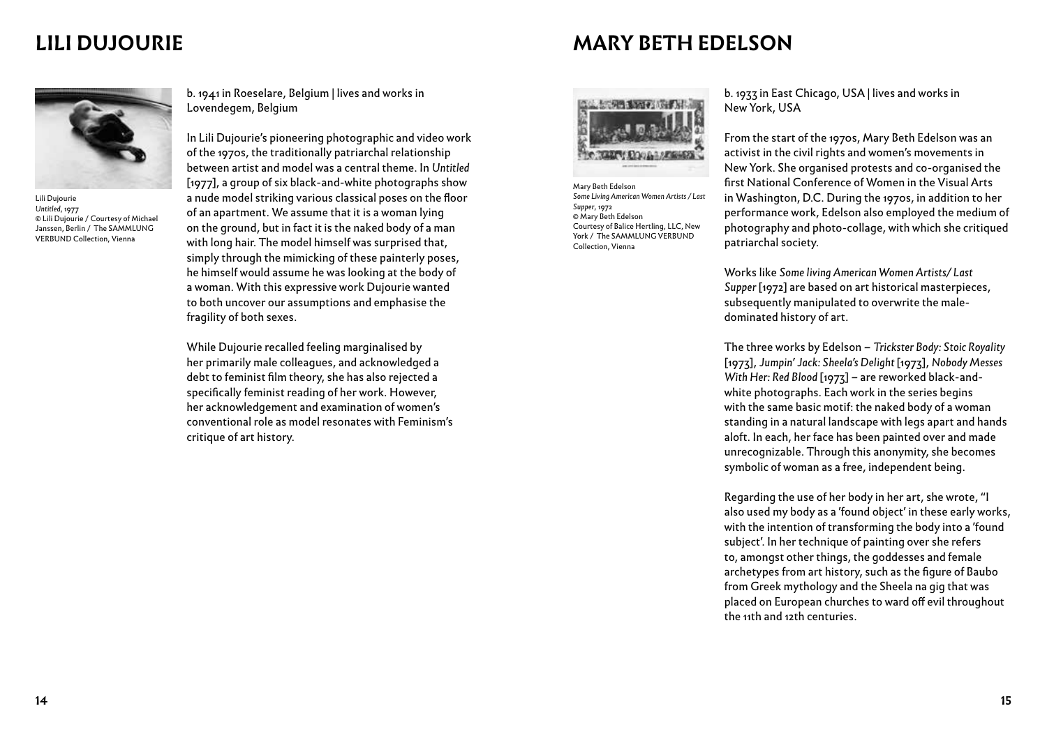# LILI DUJOURIE

Lili Dujourie
*Untitled*, 1977
© Lili Dujourie / Courtesy of Michael Janssen, Berlin / The SAMMLUNG VERBUND Collection, Vienna

b. 1941 in Roeselare, Belgium | lives and works in Lovendegem, Belgium

In Lili Dujourie's pioneering photographic and video work of the 1970s, the traditionally patriarchal relationship between artist and model was a central theme. In *Untitled* [1977], a group of six black-and-white photographs show a nude model striking various classical poses on the floor of an apartment. We assume that it is a woman lying on the ground, but in fact it is the naked body of a man with long hair. The model himself was surprised that, simply through the mimicking of these painterly poses, he himself would assume he was looking at the body of a woman. With this expressive work Dujourie wanted to both uncover our assumptions and emphasise the fragility of both sexes.

While Dujourie recalled feeling marginalised by her primarily male colleagues, and acknowledged a debt to feminist film theory, she has also rejected a specifically feminist reading of her work. However, her acknowledgement and examination of women's conventional role as model resonates with Feminism's critique of art history.

# MARY BETH EDELSON

Mary Beth Edelson
*Some Living American Women Artists / Last Supper*, 1972
© Mary Beth Edelson
Courtesy of Balice Hertling, LLC, New York / The SAMMLUNG VERBUND Collection, Vienna

b. 1933 in East Chicago, USA | lives and works in New York, USA

From the start of the 1970s, Mary Beth Edelson was an activist in the civil rights and women's movements in New York. She organised protests and co-organised the first National Conference of Women in the Visual Arts in Washington, D.C. During the 1970s, in addition to her performance work, Edelson also employed the medium of photography and photo-collage, with which she critiqued patriarchal society.

Works like *Some living American Women Artists/ Last Supper* [1972] are based on art historical masterpieces, subsequently manipulated to overwrite the male-dominated history of art.

The three works by Edelson – *Trickster Body: Stoic Royality* [1973], *Jumpin' Jack: Sheela's Delight* [1973], *Nobody Messes With Her: Red Blood* [1973] – are reworked black-and-white photographs. Each work in the series begins with the same basic motif: the naked body of a woman standing in a natural landscape with legs apart and hands aloft. In each, her face has been painted over and made unrecognizable. Through this anonymity, she becomes symbolic of woman as a free, independent being.

Regarding the use of her body in her art, she wrote, "I also used my body as a 'found object' in these early works, with the intention of transforming the body into a 'found subject'. In her technique of painting over she refers to, amongst other things, the goddesses and female archetypes from art history, such as the figure of Baubo from Greek mythology and the Sheela na gig that was placed on European churches to ward off evil throughout the 11th and 12th centuries.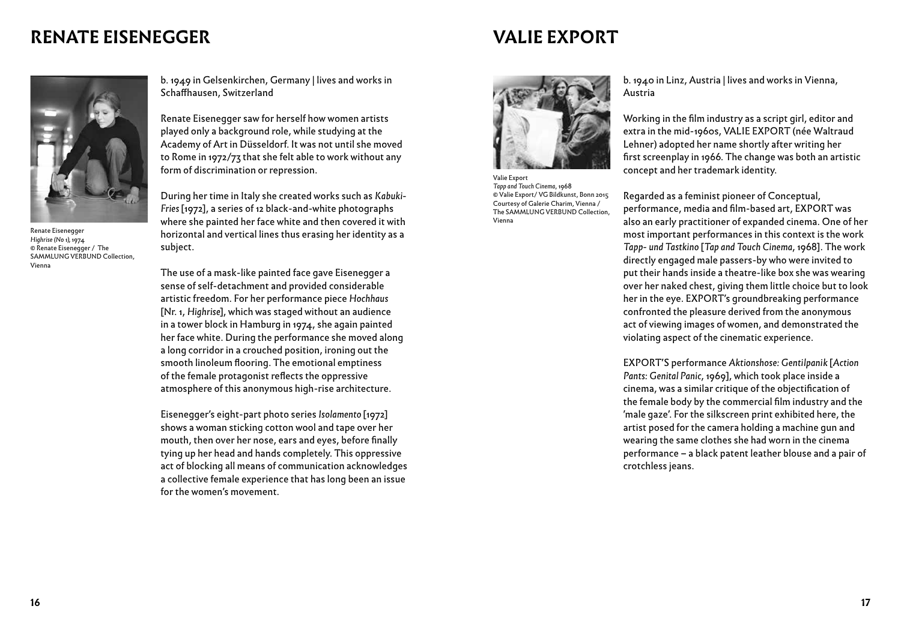# RENATE EISENEGGER

Renate Eisenegger
*Highrise (No 1)*, 1974
© Renate Eisenegger / The SAMMLUNG VERBUND Collection, Vienna

b. 1949 in Gelsenkirchen, Germany | lives and works in Schaffhausen, Switzerland

Renate Eisenegger saw for herself how women artists played only a background role, while studying at the Academy of Art in Düsseldorf. It was not until she moved to Rome in 1972/73 that she felt able to work without any form of discrimination or repression.

During her time in Italy she created works such as *Kabuki-Fries* [1972], a series of 12 black-and-white photographs where she painted her face white and then covered it with horizontal and vertical lines thus erasing her identity as a subject.

The use of a mask-like painted face gave Eisenegger a sense of self-detachment and provided considerable artistic freedom. For her performance piece *Hochhaus* [Nr. 1, *Highrise*], which was staged without an audience in a tower block in Hamburg in 1974, she again painted her face white. During the performance she moved along a long corridor in a crouched position, ironing out the smooth linoleum flooring. The emotional emptiness of the female protagonist reflects the oppressive atmosphere of this anonymous high-rise architecture.

Eisenegger's eight-part photo series *Isolamento* [1972] shows a woman sticking cotton wool and tape over her mouth, then over her nose, ears and eyes, before finally tying up her head and hands completely. This oppressive act of blocking all means of communication acknowledges a collective female experience that has long been an issue for the women's movement.

# VALIE EXPORT

Valie Export
*Tapp and Touch Cinema*, 1968
© Valie Export/ VG Bildkunst, Bonn 2015
Courtesy of Galerie Charim, Vienna / The SAMMLUNG VERBUND Collection, Vienna

b. 1940 in Linz, Austria | lives and works in Vienna, Austria

Working in the film industry as a script girl, editor and extra in the mid-1960s, VALIE EXPORT (née Waltraud Lehner) adopted her name shortly after writing her first screenplay in 1966. The change was both an artistic concept and her trademark identity.

Regarded as a feminist pioneer of Conceptual, performance, media and film-based art, EXPORT was also an early practitioner of expanded cinema. One of her most important performances in this context is the work *Tapp- und Tastkino* [*Tap and Touch Cinema*, 1968]. The work directly engaged male passers-by who were invited to put their hands inside a theatre-like box she was wearing over her naked chest, giving them little choice but to look her in the eye. EXPORT's groundbreaking performance confronted the pleasure derived from the anonymous act of viewing images of women, and demonstrated the violating aspect of the cinematic experience.

EXPORT'S performance *Aktionshose: Gentilpanik* [*Action Pants: Genital Panic*, 1969], which took place inside a cinema, was a similar critique of the objectification of the female body by the commercial film industry and the 'male gaze'. For the silkscreen print exhibited here, the artist posed for the camera holding a machine gun and wearing the same clothes she had worn in the cinema performance – a black patent leather blouse and a pair of crotchless jeans.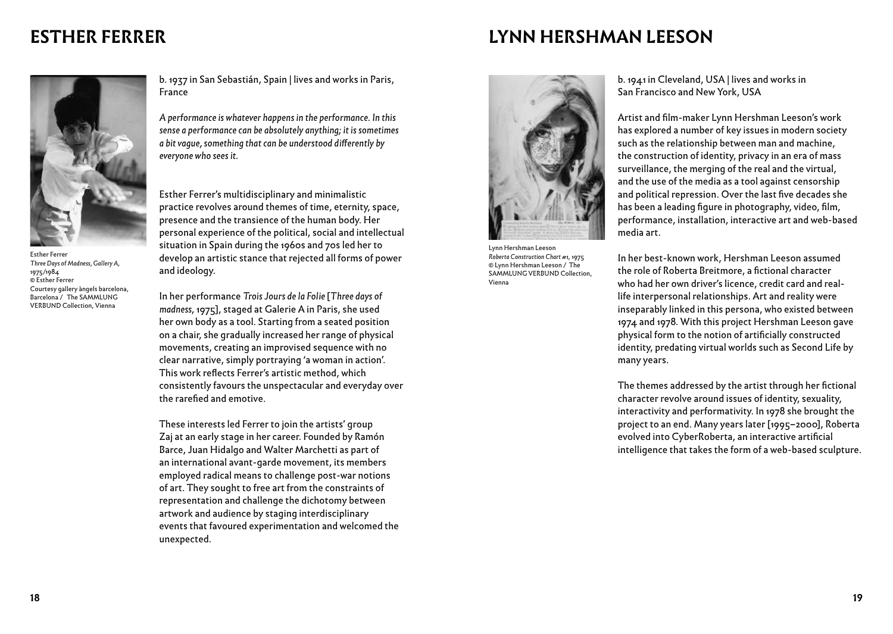# ESTHER FERRER

Esther Ferrer
*Three Days of Madness, Gallery A*, 1975/1984
© Esther Ferrer
Courtesy gallery àngels barcelona, Barcelona / The SAMMLUNG VERBUND Collection, Vienna

b. 1937 in San Sebastián, Spain | lives and works in Paris, France

*A performance is whatever happens in the performance. In this sense a performance can be absolutely anything; it is sometimes a bit vague, something that can be understood differently by everyone who sees it.*

Esther Ferrer's multidisciplinary and minimalistic practice revolves around themes of time, eternity, space, presence and the transience of the human body. Her personal experience of the political, social and intellectual situation in Spain during the 1960s and 70s led her to develop an artistic stance that rejected all forms of power and ideology.

In her performance *Trois Jours de la Folie* [*Three days of madness*, 1975], staged at Galerie A in Paris, she used her own body as a tool. Starting from a seated position on a chair, she gradually increased her range of physical movements, creating an improvised sequence with no clear narrative, simply portraying 'a woman in action'. This work reflects Ferrer's artistic method, which consistently favours the unspectacular and everyday over the rarefied and emotive.

These interests led Ferrer to join the artists' group Zaj at an early stage in her career. Founded by Ramón Barce, Juan Hidalgo and Walter Marchetti as part of an international avant-garde movement, its members employed radical means to challenge post-war notions of art. They sought to free art from the constraints of representation and challenge the dichotomy between artwork and audience by staging interdisciplinary events that favoured experimentation and welcomed the unexpected.

# LYNN HERSHMAN LEESON

Lynn Hershman Leeson
*Roberta Construction Chart #1*, 1975
© Lynn Hershman Leeson / The SAMMLUNG VERBUND Collection, Vienna

b. 1941 in Cleveland, USA | lives and works in San Francisco and New York, USA

Artist and film-maker Lynn Hershman Leeson's work has explored a number of key issues in modern society such as the relationship between man and machine, the construction of identity, privacy in an era of mass surveillance, the merging of the real and the virtual, and the use of the media as a tool against censorship and political repression. Over the last five decades she has been a leading figure in photography, video, film, performance, installation, interactive art and web-based media art.

In her best-known work, Hershman Leeson assumed the role of Roberta Breitmore, a fictional character who had her own driver's licence, credit card and real-life interpersonal relationships. Art and reality were inseparably linked in this persona, who existed between 1974 and 1978. With this project Hershman Leeson gave physical form to the notion of artificially constructed identity, predating virtual worlds such as Second Life by many years.

The themes addressed by the artist through her fictional character revolve around issues of identity, sexuality, interactivity and performativity. In 1978 she brought the project to an end. Many years later [1995–2000], Roberta evolved into CyberRoberta, an interactive artificial intelligence that takes the form of a web-based sculpture.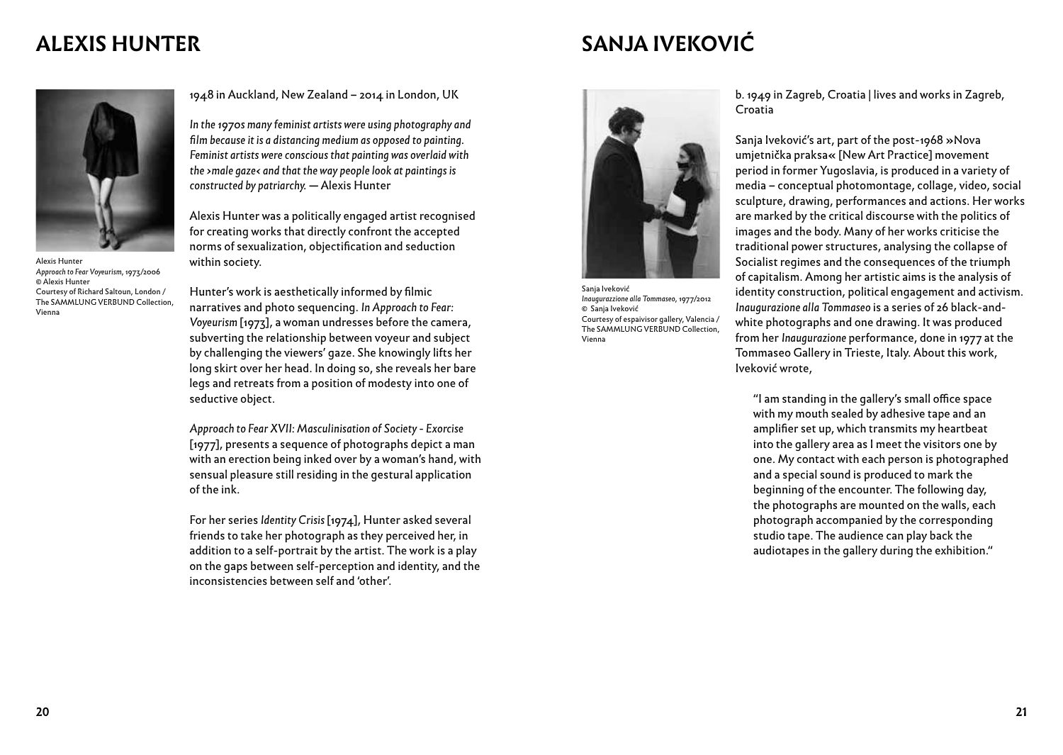# ALEXIS HUNTER

Alexis Hunter
*Approach to Fear Voyeurism*, 1973/2006
© Alexis Hunter
Courtesy of Richard Saltoun, London / The SAMMLUNG VERBUND Collection, Vienna

1948 in Auckland, New Zealand – 2014 in London, UK

*In the 1970s many feminist artists were using photography and film because it is a distancing medium as opposed to painting. Feminist artists were conscious that painting was overlaid with the ›male gaze‹ and that the way people look at paintings is constructed by patriarchy.* — Alexis Hunter

Alexis Hunter was a politically engaged artist recognised for creating works that directly confront the accepted norms of sexualization, objectification and seduction within society.

Hunter's work is aesthetically informed by filmic narratives and photo sequencing. *In Approach to Fear: Voyeurism* [1973], a woman undresses before the camera, subverting the relationship between voyeur and subject by challenging the viewers' gaze. She knowingly lifts her long skirt over her head. In doing so, she reveals her bare legs and retreats from a position of modesty into one of seductive object.

*Approach to Fear XVII: Masculinisation of Society - Exorcise* [1977], presents a sequence of photographs depict a man with an erection being inked over by a woman's hand, with sensual pleasure still residing in the gestural application of the ink.

For her series *Identity Crisis* [1974], Hunter asked several friends to take her photograph as they perceived her, in addition to a self-portrait by the artist. The work is a play on the gaps between self-perception and identity, and the inconsistencies between self and 'other'.

# SANJA IVEKOVIĆ

Sanja Iveković
*Inaugurazzione alla Tommaseo*, 1977/2012
© Sanja Iveković
Courtesy of espaivisor gallery, Valencia / The SAMMLUNG VERBUND Collection, Vienna

b. 1949 in Zagreb, Croatia | lives and works in Zagreb, Croatia

Sanja Iveković's art, part of the post-1968 »Nova umjetnička praksa« [New Art Practice] movement period in former Yugoslavia, is produced in a variety of media – conceptual photomontage, collage, video, social sculpture, drawing, performances and actions. Her works are marked by the critical discourse with the politics of images and the body. Many of her works criticise the traditional power structures, analysing the collapse of Socialist regimes and the consequences of the triumph of capitalism. Among her artistic aims is the analysis of identity construction, political engagement and activism. *Inaugurazione alla Tommaseo* is a series of 26 black-and-white photographs and one drawing. It was produced from her *Inaugurazione* performance, done in 1977 at the Tommaseo Gallery in Trieste, Italy. About this work, Iveković wrote,

> "I am standing in the gallery's small office space with my mouth sealed by adhesive tape and an amplifier set up, which transmits my heartbeat into the gallery area as I meet the visitors one by one. My contact with each person is photographed and a special sound is produced to mark the beginning of the encounter. The following day, the photographs are mounted on the walls, each photograph accompanied by the corresponding studio tape. The audience can play back the audiotapes in the gallery during the exhibition."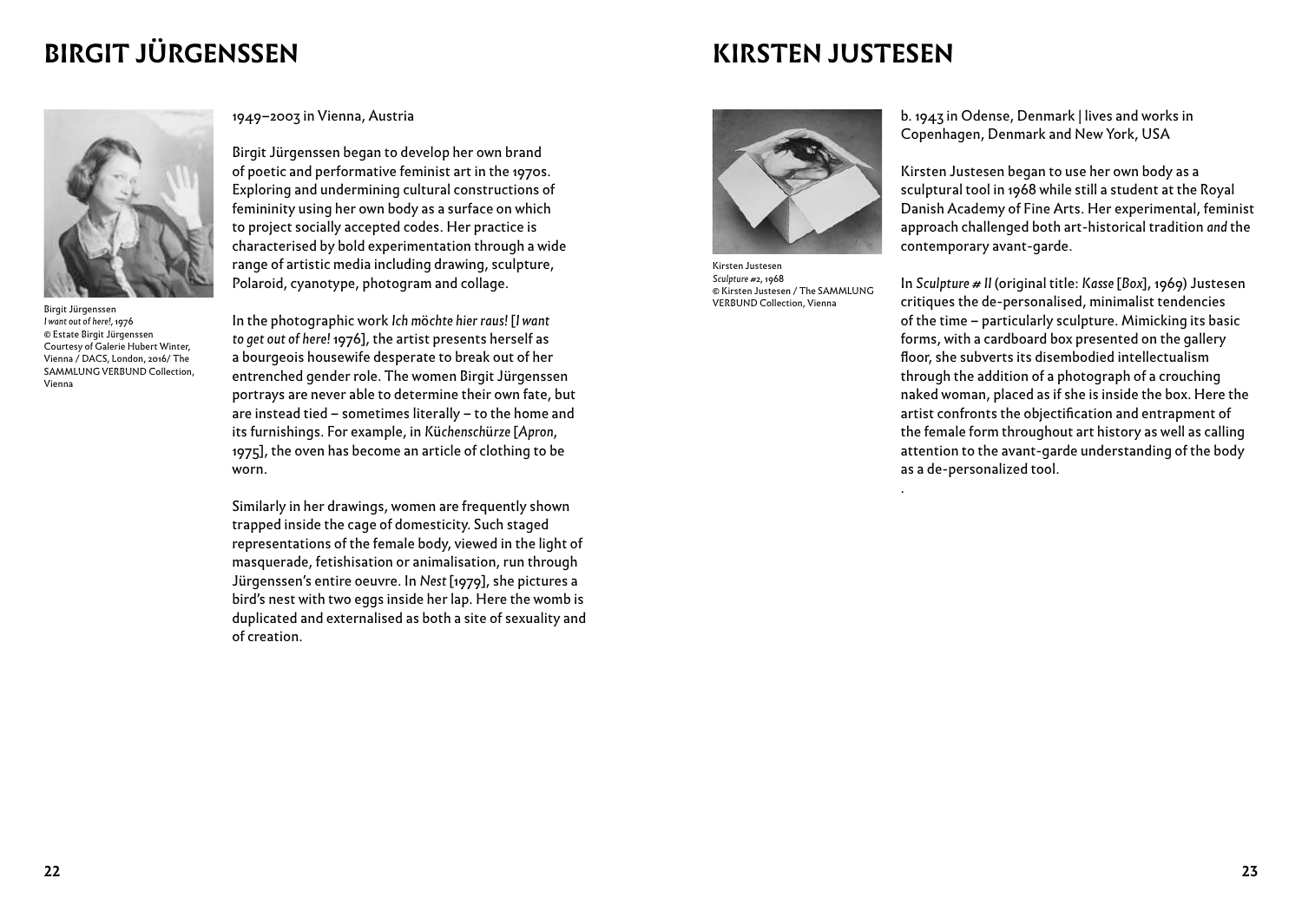# BIRGIT JÜRGENSSEN

Birgit Jürgenssen
*I want out of here!*, 1976
© Estate Birgit Jürgenssen
Courtesy of Galerie Hubert Winter, Vienna / DACS, London, 2016/ The SAMMLUNG VERBUND Collection, Vienna

1949–2003 in Vienna, Austria

Birgit Jürgenssen began to develop her own brand of poetic and performative feminist art in the 1970s. Exploring and undermining cultural constructions of femininity using her own body as a surface on which to project socially accepted codes. Her practice is characterised by bold experimentation through a wide range of artistic media including drawing, sculpture, Polaroid, cyanotype, photogram and collage.

In the photographic work *Ich möchte hier raus!* [*I want to get out of here!* 1976], the artist presents herself as a bourgeois housewife desperate to break out of her entrenched gender role. The women Birgit Jürgenssen portrays are never able to determine their own fate, but are instead tied – sometimes literally – to the home and its furnishings. For example, in *Küchenschürze* [*Apron*, 1975], the oven has become an article of clothing to be worn.

Similarly in her drawings, women are frequently shown trapped inside the cage of domesticity. Such staged representations of the female body, viewed in the light of masquerade, fetishisation or animalisation, run through Jürgenssen's entire oeuvre. In *Nest* [1979], she pictures a bird's nest with two eggs inside her lap. Here the womb is duplicated and externalised as both a site of sexuality and of creation.

# KIRSTEN JUSTESEN

Kirsten Justesen
*Sculpture #2*, 1968
© Kirsten Justesen / The SAMMLUNG VERBUND Collection, Vienna

b. 1943 in Odense, Denmark | lives and works in Copenhagen, Denmark and New York, USA

Kirsten Justesen began to use her own body as a sculptural tool in 1968 while still a student at the Royal Danish Academy of Fine Arts. Her experimental, feminist approach challenged both art-historical tradition *and* the contemporary avant-garde.

In *Sculpture # II* (original title: *Kasse* [*Box*], 1969) Justesen critiques the de-personalised, minimalist tendencies of the time – particularly sculpture. Mimicking its basic forms, with a cardboard box presented on the gallery floor, she subverts its disembodied intellectualism through the addition of a photograph of a crouching naked woman, placed as if she is inside the box. Here the artist confronts the objectification and entrapment of the female form throughout art history as well as calling attention to the avant-garde understanding of the body as a de-personalized tool.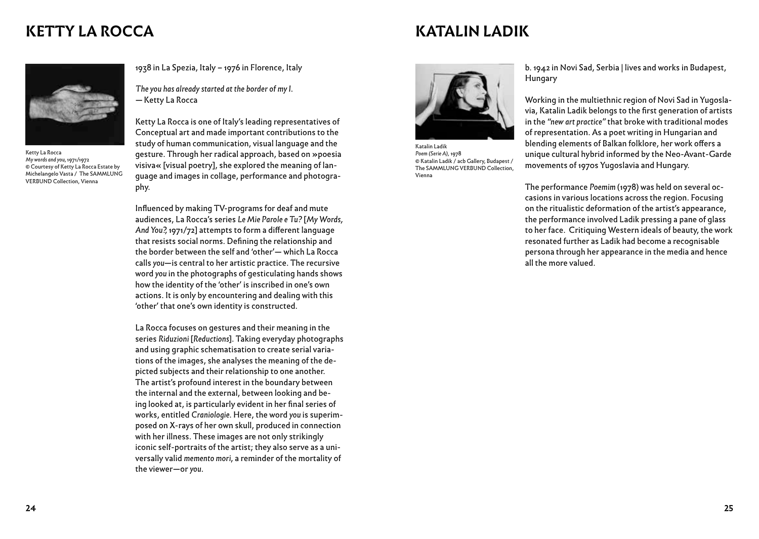## KETTY LA ROCCA

Ketty La Rocca
*My words and you*, 1971/1972
© Courtesy of Ketty La Rocca Estate by Michelangelo Vasta / The SAMMLUNG VERBUND Collection, Vienna

1938 in La Spezia, Italy – 1976 in Florence, Italy

*The you has already started at the border of my I.*
— Ketty La Rocca

Ketty La Rocca is one of Italy's leading representatives of Conceptual art and made important contributions to the study of human communication, visual language and the gesture. Through her radical approach, based on »poesia visiva« [visual poetry], she explored the meaning of language and images in collage, performance and photography.

Influenced by making TV-programs for deaf and mute audiences, La Rocca's series *Le Mie Parole e Tu?* [*My Words, And You?*, 1971/72] attempts to form a different language that resists social norms. Defining the relationship and the border between the self and 'other'— which La Rocca calls *you*—is central to her artistic practice. The recursive word *you* in the photographs of gesticulating hands shows how the identity of the 'other' is inscribed in one's own actions. It is only by encountering and dealing with this 'other' that one's own identity is constructed.

La Rocca focuses on gestures and their meaning in the series *Riduzioni* [*Reductions*]. Taking everyday photographs and using graphic schematisation to create serial variations of the images, she analyses the meaning of the depicted subjects and their relationship to one another. The artist's profound interest in the boundary between the internal and the external, between looking and being looked at, is particularly evident in her final series of works, entitled *Craniologie*. Here, the word *you* is superimposed on X-rays of her own skull, produced in connection with her illness. These images are not only strikingly iconic self-portraits of the artist; they also serve as a universally valid *memento mori*, a reminder of the mortality of the viewer—or *you*.

## KATALIN LADIK

Katalin Ladik
*Poem (Serie A)*, 1978
© Katalin Ladik / acb Gallery, Budapest / The SAMMLUNG VERBUND Collection, Vienna

b. 1942 in Novi Sad, Serbia | lives and works in Budapest, Hungary

Working in the multiethnic region of Novi Sad in Yugoslavia, Katalin Ladik belongs to the first generation of artists in the *"new art practice"* that broke with traditional modes of representation. As a poet writing in Hungarian and blending elements of Balkan folklore, her work offers a unique cultural hybrid informed by the Neo-Avant-Garde movements of 1970s Yugoslavia and Hungary.

The performance *Poemim* (1978) was held on several occasions in various locations across the region. Focusing on the ritualistic deformation of the artist's appearance, the performance involved Ladik pressing a pane of glass to her face. Critiquing Western ideals of beauty, the work resonated further as Ladik had become a recognisable persona through her appearance in the media and hence all the more valued.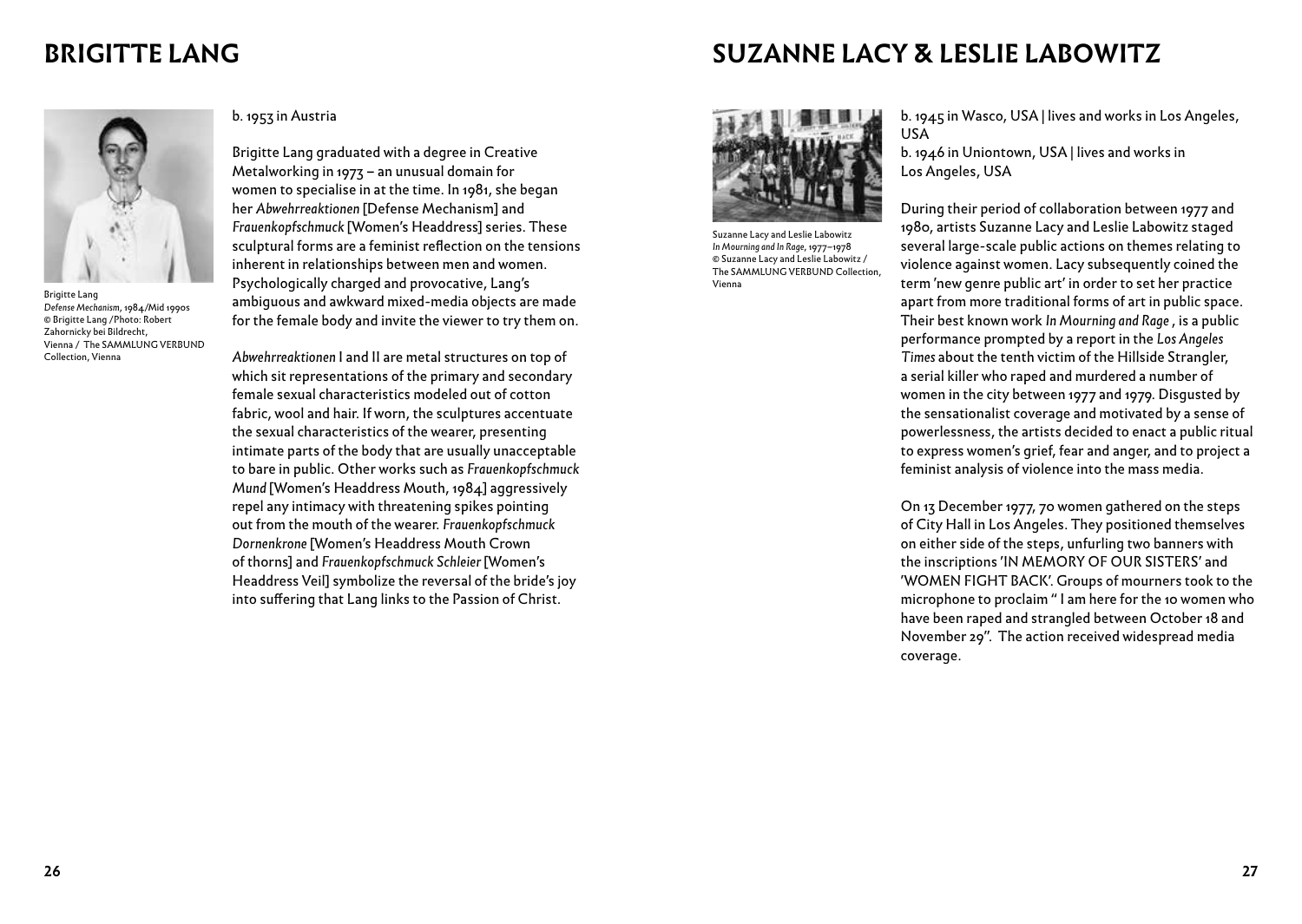# BRIGITTE LANG

Brigitte Lang
*Defense Mechanism*, 1984/Mid 1990s
© Brigitte Lang /Photo: Robert Zahornicky bei Bildrecht, Vienna / The SAMMLUNG VERBUND Collection, Vienna

b. 1953 in Austria

Brigitte Lang graduated with a degree in Creative Metalworking in 1973 – an unusual domain for women to specialise in at the time. In 1981, she began her *Abwehrreaktionen* [Defense Mechanism] and *Frauenkopfschmuck* [Women's Headdress] series. These sculptural forms are a feminist reflection on the tensions inherent in relationships between men and women. Psychologically charged and provocative, Lang's ambiguous and awkward mixed-media objects are made for the female body and invite the viewer to try them on.

*Abwehrreaktionen* I and II are metal structures on top of which sit representations of the primary and secondary female sexual characteristics modeled out of cotton fabric, wool and hair. If worn, the sculptures accentuate the sexual characteristics of the wearer, presenting intimate parts of the body that are usually unacceptable to bare in public. Other works such as *Frauenkopfschmuck Mund* [Women's Headdress Mouth, 1984] aggressively repel any intimacy with threatening spikes pointing out from the mouth of the wearer. *Frauenkopfschmuck Dornenkrone* [Women's Headdress Mouth Crown of thorns] and *Frauenkopfschmuck Schleier* [Women's Headdress Veil] symbolize the reversal of the bride's joy into suffering that Lang links to the Passion of Christ.

# SUZANNE LACY & LESLIE LABOWITZ

Suzanne Lacy and Leslie Labowitz
*In Mourning and In Rage*, 1977–1978
© Suzanne Lacy and Leslie Labowitz / The SAMMLUNG VERBUND Collection, Vienna

b. 1945 in Wasco, USA | lives and works in Los Angeles, USA
b. 1946 in Uniontown, USA | lives and works in Los Angeles, USA

During their period of collaboration between 1977 and 1980, artists Suzanne Lacy and Leslie Labowitz staged several large-scale public actions on themes relating to violence against women. Lacy subsequently coined the term 'new genre public art' in order to set her practice apart from more traditional forms of art in public space. Their best known work *In Mourning and Rage* , is a public performance prompted by a report in the *Los Angeles Times* about the tenth victim of the Hillside Strangler, a serial killer who raped and murdered a number of women in the city between 1977 and 1979. Disgusted by the sensationalist coverage and motivated by a sense of powerlessness, the artists decided to enact a public ritual to express women's grief, fear and anger, and to project a feminist analysis of violence into the mass media.

On 13 December 1977, 70 women gathered on the steps of City Hall in Los Angeles. They positioned themselves on either side of the steps, unfurling two banners with the inscriptions 'IN MEMORY OF OUR SISTERS' and 'WOMEN FIGHT BACK'. Groups of mourners took to the microphone to proclaim " I am here for the 10 women who have been raped and strangled between October 18 and November 29". The action received widespread media coverage.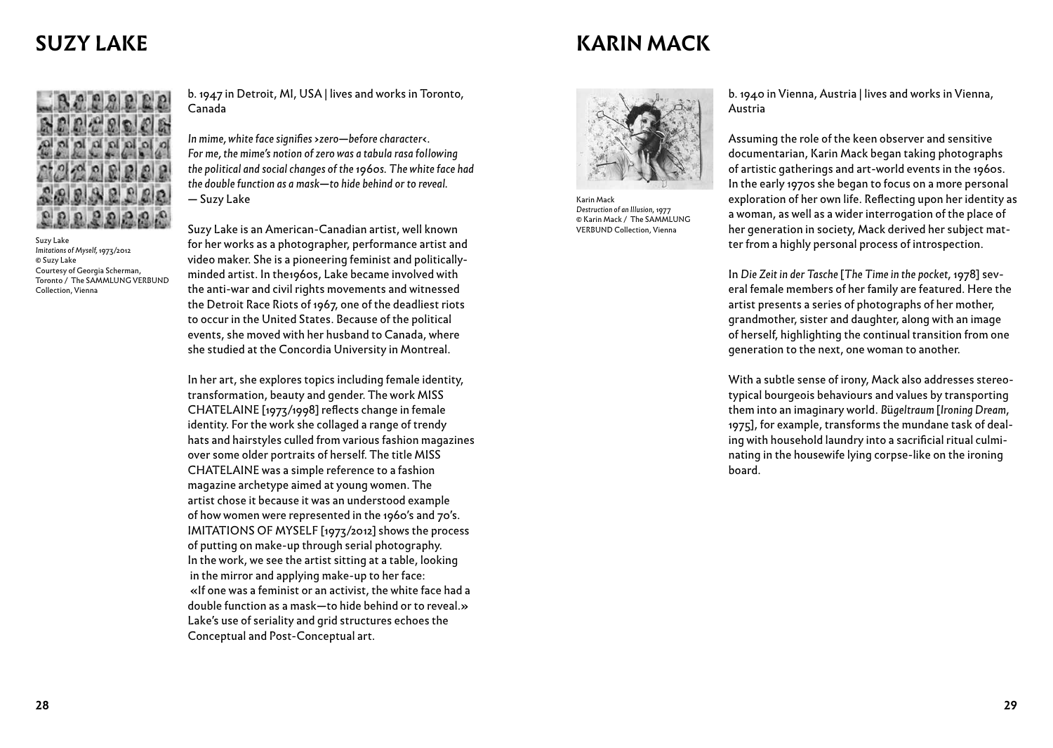# SUZY LAKE

Suzy Lake
*Imitations of Myself*, 1973/2012
© Suzy Lake
Courtesy of Georgia Scherman, Toronto / The SAMMLUNG VERBUND Collection, Vienna

b. 1947 in Detroit, MI, USA | lives and works in Toronto, Canada

*In mime, white face signifies ›zero—before character‹. For me, the mime's notion of zero was a tabula rasa following the political and social changes of the 1960s. The white face had the double function as a mask—to hide behind or to reveal.*
— Suzy Lake

Suzy Lake is an American-Canadian artist, well known for her works as a photographer, performance artist and video maker. She is a pioneering feminist and politically-minded artist. In the1960s, Lake became involved with the anti-war and civil rights movements and witnessed the Detroit Race Riots of 1967, one of the deadliest riots to occur in the United States. Because of the political events, she moved with her husband to Canada, where she studied at the Concordia University in Montreal.

In her art, she explores topics including female identity, transformation, beauty and gender. The work MISS CHATELAINE [1973/1998] reflects change in female identity. For the work she collaged a range of trendy hats and hairstyles culled from various fashion magazines over some older portraits of herself. The title MISS CHATELAINE was a simple reference to a fashion magazine archetype aimed at young women. The artist chose it because it was an understood example of how women were represented in the 1960's and 70's. IMITATIONS OF MYSELF [1973/2012] shows the process of putting on make-up through serial photography. In the work, we see the artist sitting at a table, looking in the mirror and applying make-up to her face: «If one was a feminist or an activist, the white face had a double function as a mask—to hide behind or to reveal.» Lake's use of seriality and grid structures echoes the Conceptual and Post-Conceptual art.

# KARIN MACK

Karin Mack
*Destruction of an Illusion*, 1977
© Karin Mack / The SAMMLUNG VERBUND Collection, Vienna

b. 1940 in Vienna, Austria | lives and works in Vienna, Austria

Assuming the role of the keen observer and sensitive documentarian, Karin Mack began taking photographs of artistic gatherings and art-world events in the 1960s. In the early 1970s she began to focus on a more personal exploration of her own life. Reflecting upon her identity as a woman, as well as a wider interrogation of the place of her generation in society, Mack derived her subject matter from a highly personal process of introspection.

In *Die Zeit in der Tasche* [*The Time in the pocket*, 1978] several female members of her family are featured. Here the artist presents a series of photographs of her mother, grandmother, sister and daughter, along with an image of herself, highlighting the continual transition from one generation to the next, one woman to another.

With a subtle sense of irony, Mack also addresses stereotypical bourgeois behaviours and values by transporting them into an imaginary world. *Bügeltraum* [*Ironing Dream*, 1975], for example, transforms the mundane task of dealing with household laundry into a sacrificial ritual culminating in the housewife lying corpse-like on the ironing board.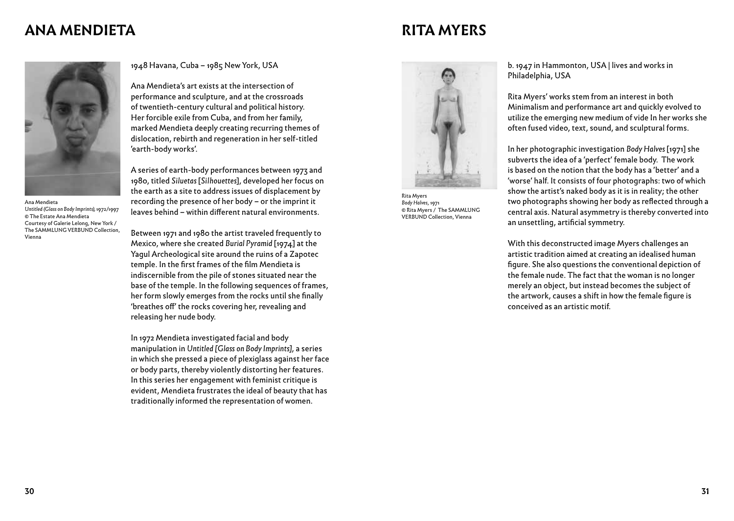# ANA MENDIETA

Ana Mendieta
*Untitled (Glass on Body Imprints)*, 1972/1997
© The Estate Ana Mendieta
Courtesy of Galerie Lelong, New York / The SAMMLUNG VERBUND Collection, Vienna

1948 Havana, Cuba – 1985 New York, USA

Ana Mendieta's art exists at the intersection of performance and sculpture, and at the crossroads of twentieth-century cultural and political history. Her forcible exile from Cuba, and from her family, marked Mendieta deeply creating recurring themes of dislocation, rebirth and regeneration in her self-titled 'earth-body works'.

A series of earth-body performances between 1973 and 1980, titled *Siluetas* [*Silhouettes*], developed her focus on the earth as a site to address issues of displacement by recording the presence of her body – or the imprint it leaves behind – within different natural environments.

Between 1971 and 1980 the artist traveled frequently to Mexico, where she created *Burial Pyramid* [1974] at the Yagul Archeological site around the ruins of a Zapotec temple. In the first frames of the film Mendieta is indiscernible from the pile of stones situated near the base of the temple. In the following sequences of frames, her form slowly emerges from the rocks until she finally 'breathes off' the rocks covering her, revealing and releasing her nude body.

In 1972 Mendieta investigated facial and body manipulation in *Untitled [Glass on Body Imprints]*, a series in which she pressed a piece of plexiglass against her face or body parts, thereby violently distorting her features. In this series her engagement with feminist critique is evident, Mendieta frustrates the ideal of beauty that has traditionally informed the representation of women.

# RITA MYERS

Rita Myers
*Body Halves*, 1971
© Rita Myers / The SAMMLUNG VERBUND Collection, Vienna

b. 1947 in Hammonton, USA | lives and works in Philadelphia, USA

Rita Myers' works stem from an interest in both Minimalism and performance art and quickly evolved to utilize the emerging new medium of vide In her works she often fused video, text, sound, and sculptural forms.

In her photographic investigation *Body Halves* [1971] she subverts the idea of a 'perfect' female body. The work is based on the notion that the body has a 'better' and a 'worse' half. It consists of four photographs: two of which show the artist's naked body as it is in reality; the other two photographs showing her body as reflected through a central axis. Natural asymmetry is thereby converted into an unsettling, artificial symmetry.

With this deconstructed image Myers challenges an artistic tradition aimed at creating an idealised human figure. She also questions the conventional depiction of the female nude. The fact that the woman is no longer merely an object, but instead becomes the subject of the artwork, causes a shift in how the female figure is conceived as an artistic motif.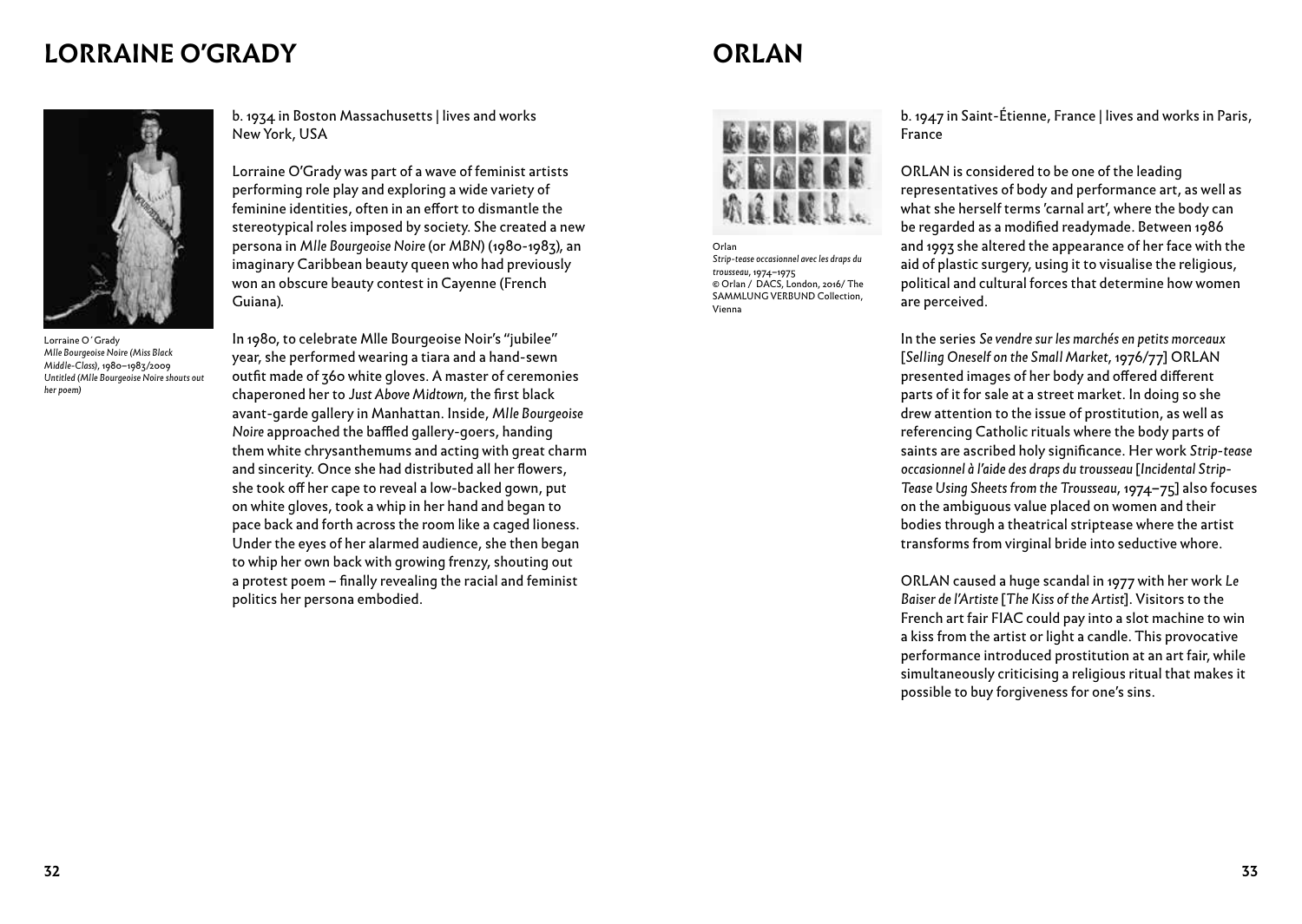# LORRAINE O'GRADY

Lorraine O´Grady
*Mlle Bourgeoise Noire (Miss Black Middle-Class)*, 1980–1983/2009
*Untitled (Mlle Bourgeoise Noire shouts out her poem)*

b. 1934 in Boston Massachusetts | lives and works New York, USA

Lorraine O'Grady was part of a wave of feminist artists performing role play and exploring a wide variety of feminine identities, often in an effort to dismantle the stereotypical roles imposed by society. She created a new persona in *Mlle Bourgeoise Noire* (or *MBN*) (1980-1983), an imaginary Caribbean beauty queen who had previously won an obscure beauty contest in Cayenne (French Guiana).

In 1980, to celebrate Mlle Bourgeoise Noir's "jubilee" year, she performed wearing a tiara and a hand-sewn outfit made of 360 white gloves. A master of ceremonies chaperoned her to *Just Above Midtown*, the first black avant-garde gallery in Manhattan. Inside, *Mlle Bourgeoise Noire* approached the baffled gallery-goers, handing them white chrysanthemums and acting with great charm and sincerity. Once she had distributed all her flowers, she took off her cape to reveal a low-backed gown, put on white gloves, took a whip in her hand and began to pace back and forth across the room like a caged lioness. Under the eyes of her alarmed audience, she then began to whip her own back with growing frenzy, shouting out a protest poem – finally revealing the racial and feminist politics her persona embodied.

# ORLAN

Orlan
*Strip-tease occasionnel avec les draps du trousseau*, 1974–1975
© Orlan / DACS, London, 2016/ The SAMMLUNG VERBUND Collection, Vienna

b. 1947 in Saint-Étienne, France | lives and works in Paris, France

ORLAN is considered to be one of the leading representatives of body and performance art, as well as what she herself terms 'carnal art', where the body can be regarded as a modified readymade. Between 1986 and 1993 she altered the appearance of her face with the aid of plastic surgery, using it to visualise the religious, political and cultural forces that determine how women are perceived.

In the series *Se vendre sur les marchés en petits morceaux* [*Selling Oneself on the Small Market*, 1976/77] ORLAN presented images of her body and offered different parts of it for sale at a street market. In doing so she drew attention to the issue of prostitution, as well as referencing Catholic rituals where the body parts of saints are ascribed holy significance. Her work *Strip-tease occasionnel à l'aide des draps du trousseau* [*Incidental Strip-Tease Using Sheets from the Trousseau*, 1974–75] also focuses on the ambiguous value placed on women and their bodies through a theatrical striptease where the artist transforms from virginal bride into seductive whore.

ORLAN caused a huge scandal in 1977 with her work *Le Baiser de l'Artiste* [*The Kiss of the Artist*]. Visitors to the French art fair FIAC could pay into a slot machine to win a kiss from the artist or light a candle. This provocative performance introduced prostitution at an art fair, while simultaneously criticising a religious ritual that makes it possible to buy forgiveness for one's sins.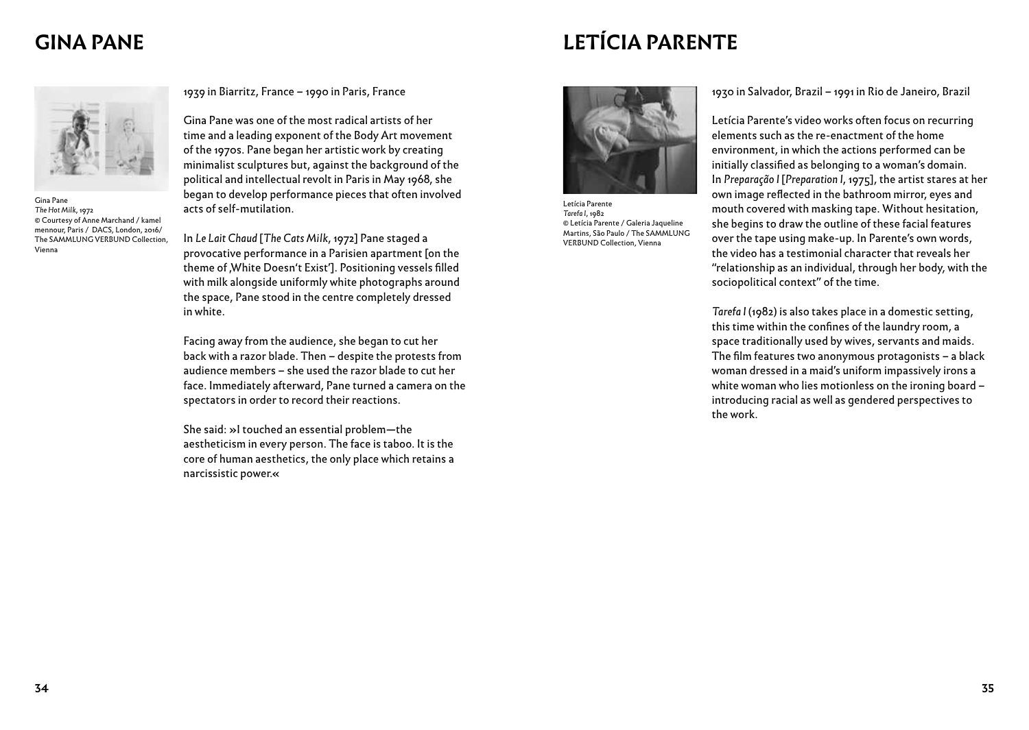# GINA PANE

Gina Pane
*The Hot Milk*, 1972
© Courtesy of Anne Marchand / kamel mennour, Paris / DACS, London, 2016/ The SAMMLUNG VERBUND Collection, Vienna

1939 in Biarritz, France – 1990 in Paris, France

Gina Pane was one of the most radical artists of her time and a leading exponent of the Body Art movement of the 1970s. Pane began her artistic work by creating minimalist sculptures but, against the background of the political and intellectual revolt in Paris in May 1968, she began to develop performance pieces that often involved acts of self-mutilation.

In *Le Lait Chaud* [*The Cats Milk*, 1972] Pane staged a provocative performance in a Parisien apartment [on the theme of ‚White Doesn't Exist']. Positioning vessels filled with milk alongside uniformly white photographs around the space, Pane stood in the centre completely dressed in white.

Facing away from the audience, she began to cut her back with a razor blade. Then – despite the protests from audience members – she used the razor blade to cut her face. Immediately afterward, Pane turned a camera on the spectators in order to record their reactions.

She said: »I touched an essential problem—the aestheticism in every person. The face is taboo. It is the core of human aesthetics, the only place which retains a narcissistic power.«

# LETÍCIA PARENTE

Letícia Parente
*Tarefa I*, 1982
© Letícia Parente / Galeria Jaqueline Martins, São Paulo / The SAMMLUNG VERBUND Collection, Vienna

1930 in Salvador, Brazil – 1991 in Rio de Janeiro, Brazil

Letícia Parente's video works often focus on recurring elements such as the re-enactment of the home environment, in which the actions performed can be initially classified as belonging to a woman's domain. In *Preparação I* [*Preparation I*, 1975], the artist stares at her own image reflected in the bathroom mirror, eyes and mouth covered with masking tape. Without hesitation, she begins to draw the outline of these facial features over the tape using make-up. In Parente's own words, the video has a testimonial character that reveals her "relationship as an individual, through her body, with the sociopolitical context" of the time.

*Tarefa I* (1982) is also takes place in a domestic setting, this time within the confines of the laundry room, a space traditionally used by wives, servants and maids. The film features two anonymous protagonists – a black woman dressed in a maid's uniform impassively irons a white woman who lies motionless on the ironing board – introducing racial as well as gendered perspectives to the work.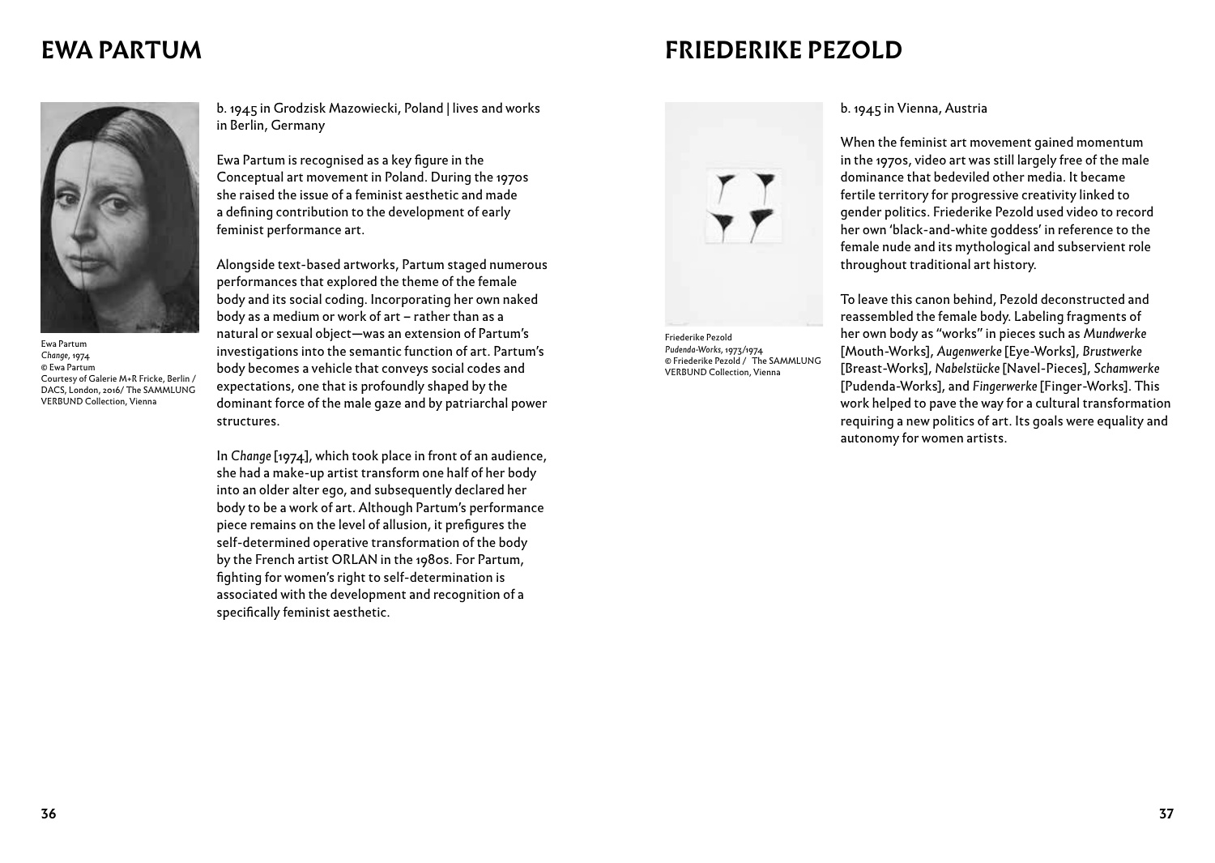# EWA PARTUM

Ewa Partum
*Change*, 1974
© Ewa Partum
Courtesy of Galerie M+R Fricke, Berlin / DACS, London, 2016/ The SAMMLUNG VERBUND Collection, Vienna

b. 1945 in Grodzisk Mazowiecki, Poland | lives and works in Berlin, Germany

Ewa Partum is recognised as a key figure in the Conceptual art movement in Poland. During the 1970s she raised the issue of a feminist aesthetic and made a defining contribution to the development of early feminist performance art.

Alongside text-based artworks, Partum staged numerous performances that explored the theme of the female body and its social coding. Incorporating her own naked body as a medium or work of art – rather than as a natural or sexual object—was an extension of Partum's investigations into the semantic function of art. Partum's body becomes a vehicle that conveys social codes and expectations, one that is profoundly shaped by the dominant force of the male gaze and by patriarchal power structures.

In *Change* [1974], which took place in front of an audience, she had a make-up artist transform one half of her body into an older alter ego, and subsequently declared her body to be a work of art. Although Partum's performance piece remains on the level of allusion, it prefigures the self-determined operative transformation of the body by the French artist ORLAN in the 1980s. For Partum, fighting for women's right to self-determination is associated with the development and recognition of a specifically feminist aesthetic.

# FRIEDERIKE PEZOLD

Friederike Pezold
*Pudenda-Works*, 1973/1974
© Friederike Pezold / The SAMMLUNG VERBUND Collection, Vienna

b. 1945 in Vienna, Austria

When the feminist art movement gained momentum in the 1970s, video art was still largely free of the male dominance that bedeviled other media. It became fertile territory for progressive creativity linked to gender politics. Friederike Pezold used video to record her own 'black-and-white goddess' in reference to the female nude and its mythological and subservient role throughout traditional art history.

To leave this canon behind, Pezold deconstructed and reassembled the female body. Labeling fragments of her own body as "works" in pieces such as *Mundwerke* [Mouth-Works], *Augenwerke* [Eye-Works], *Brustwerke* [Breast-Works], *Nabelstücke* [Navel-Pieces], *Schamwerke* [Pudenda-Works], and *Fingerwerke* [Finger-Works]. This work helped to pave the way for a cultural transformation requiring a new politics of art. Its goals were equality and autonomy for women artists.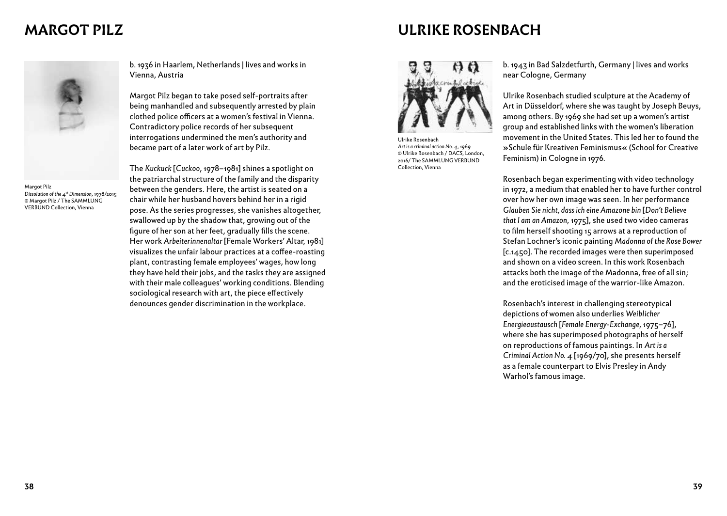## MARGOT PILZ

Margot Pilz
*Dissolution of the 4th Dimension*, 1978/2015
© Margot Pilz / The SAMMLUNG VERBUND Collection, Vienna

b. 1936 in Haarlem, Netherlands | lives and works in Vienna, Austria

Margot Pilz began to take posed self-portraits after being manhandled and subsequently arrested by plain clothed police officers at a women's festival in Vienna. Contradictory police records of her subsequent interrogations undermined the men's authority and became part of a later work of art by Pilz.

The *Kuckuck* [*Cuckoo*, 1978–1981] shines a spotlight on the patriarchal structure of the family and the disparity between the genders. Here, the artist is seated on a chair while her husband hovers behind her in a rigid pose. As the series progresses, she vanishes altogether, swallowed up by the shadow that, growing out of the figure of her son at her feet, gradually fills the scene. Her work *Arbeiterinnenaltar* [Female Workers' Altar, 1981] visualizes the unfair labour practices at a coffee-roasting plant, contrasting female employees' wages, how long they have held their jobs, and the tasks they are assigned with their male colleagues' working conditions. Blending sociological research with art, the piece effectively denounces gender discrimination in the workplace.

## ULRIKE ROSENBACH

Ulrike Rosenbach
*Art is a criminal action No. 4*, 1969
© Ulrike Rosenbach / DACS, London, 2016/ The SAMMLUNG VERBUND Collection, Vienna

b. 1943 in Bad Salzdetfurth, Germany | lives and works near Cologne, Germany

Ulrike Rosenbach studied sculpture at the Academy of Art in Düsseldorf, where she was taught by Joseph Beuys, among others. By 1969 she had set up a women's artist group and established links with the women's liberation movement in the United States. This led her to found the »Schule für Kreativen Feminismus« (School for Creative Feminism) in Cologne in 1976.

Rosenbach began experimenting with video technology in 1972, a medium that enabled her to have further control over how her own image was seen. In her performance *Glauben Sie nicht, dass ich eine Amazone bin* [*Don't Believe that I am an Amazon*, 1975], she used two video cameras to film herself shooting 15 arrows at a reproduction of Stefan Lochner's iconic painting *Madonna of the Rose Bower* [c.1450]. The recorded images were then superimposed and shown on a video screen. In this work Rosenbach attacks both the image of the Madonna, free of all sin; and the eroticised image of the warrior-like Amazon.

Rosenbach's interest in challenging stereotypical depictions of women also underlies *Weiblicher Energieaustausch* [*Female Energy-Exchange*, 1975–76], where she has superimposed photographs of herself on reproductions of famous paintings. In *Art is a Criminal Action No. 4* [1969/70], she presents herself as a female counterpart to Elvis Presley in Andy Warhol's famous image.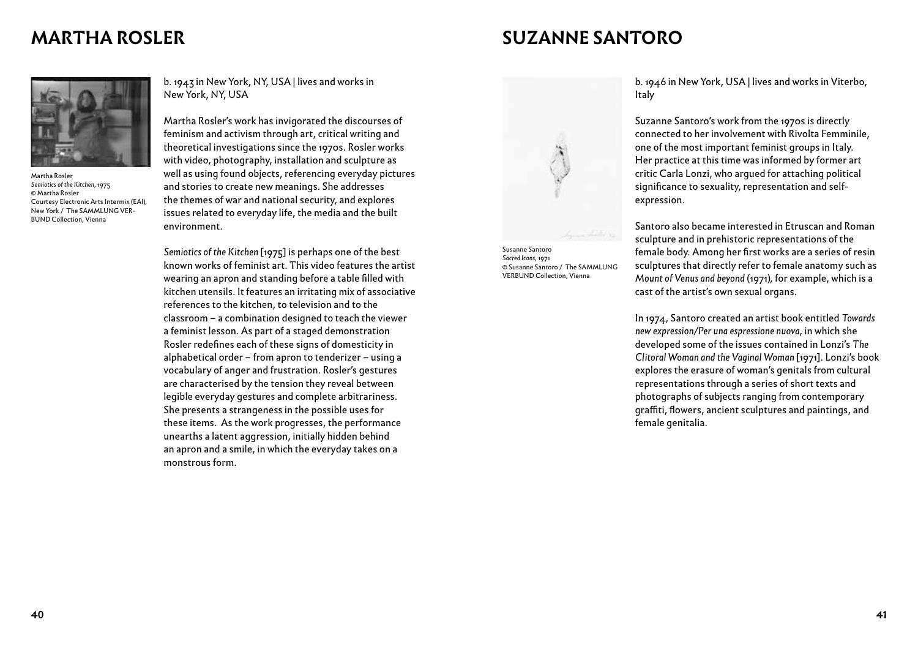# MARTHA ROSLER

Martha Rosler
*Semiotics of the Kitchen*, 1975
© Martha Rosler
Courtesy Electronic Arts Intermix (EAI), New York / The SAMMLUNG VERBUND Collection, Vienna

b. 1943 in New York, NY, USA | lives and works in New York, NY, USA

Martha Rosler's work has invigorated the discourses of feminism and activism through art, critical writing and theoretical investigations since the 1970s. Rosler works with video, photography, installation and sculpture as well as using found objects, referencing everyday pictures and stories to create new meanings. She addresses the themes of war and national security, and explores issues related to everyday life, the media and the built environment.

*Semiotics of the Kitchen* [1975] is perhaps one of the best known works of feminist art. This video features the artist wearing an apron and standing before a table filled with kitchen utensils. It features an irritating mix of associative references to the kitchen, to television and to the classroom – a combination designed to teach the viewer a feminist lesson. As part of a staged demonstration Rosler redefines each of these signs of domesticity in alphabetical order – from apron to tenderizer – using a vocabulary of anger and frustration. Rosler's gestures are characterised by the tension they reveal between legible everyday gestures and complete arbitrariness. She presents a strangeness in the possible uses for these items. As the work progresses, the performance unearths a latent aggression, initially hidden behind an apron and a smile, in which the everyday takes on a monstrous form.

# SUZANNE SANTORO

Susanne Santoro
*Sacred Icons*, 1971
© Susanne Santoro / The SAMMLUNG VERBUND Collection, Vienna

b. 1946 in New York, USA | lives and works in Viterbo, Italy

Suzanne Santoro's work from the 1970s is directly connected to her involvement with Rivolta Femminile, one of the most important feminist groups in Italy. Her practice at this time was informed by former art critic Carla Lonzi, who argued for attaching political significance to sexuality, representation and self-expression.

Santoro also became interested in Etruscan and Roman sculpture and in prehistoric representations of the female body. Among her first works are a series of resin sculptures that directly refer to female anatomy such as *Mount of Venus and beyond* (1971), for example, which is a cast of the artist's own sexual organs.

In 1974, Santoro created an artist book entitled *Towards new expression/Per una espressione nuova*, in which she developed some of the issues contained in Lonzi's *The Clitoral Woman and the Vaginal Woman* [1971]. Lonzi's book explores the erasure of woman's genitals from cultural representations through a series of short texts and photographs of subjects ranging from contemporary graffiti, flowers, ancient sculptures and paintings, and female genitalia.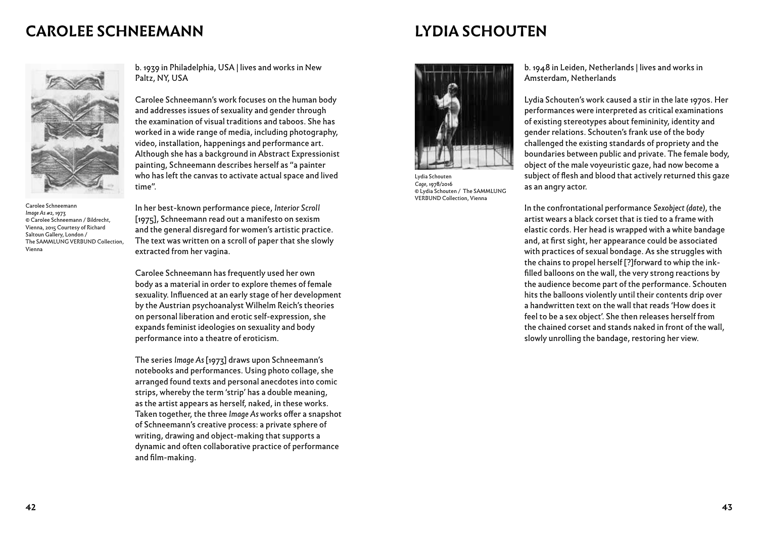# CAROLEE SCHNEEMANN

Carolee Schneemann
*Image As #2*, 1973
© Carolee Schneemann / Bildrecht, Vienna, 2015 Courtesy of Richard Saltoun Gallery, London / The SAMMLUNG VERBUND Collection, Vienna

b. 1939 in Philadelphia, USA | lives and works in New Paltz, NY, USA

Carolee Schneemann's work focuses on the human body and addresses issues of sexuality and gender through the examination of visual traditions and taboos. She has worked in a wide range of media, including photography, video, installation, happenings and performance art. Although she has a background in Abstract Expressionist painting, Schneemann describes herself as "a painter who has left the canvas to activate actual space and lived time".

In her best-known performance piece, *Interior Scroll* [1975], Schneemann read out a manifesto on sexism and the general disregard for women's artistic practice. The text was written on a scroll of paper that she slowly extracted from her vagina.

Carolee Schneemann has frequently used her own body as a material in order to explore themes of female sexuality. Influenced at an early stage of her development by the Austrian psychoanalyst Wilhelm Reich's theories on personal liberation and erotic self-expression, she expands feminist ideologies on sexuality and body performance into a theatre of eroticism.

The series *Image As* [1973] draws upon Schneemann's notebooks and performances. Using photo collage, she arranged found texts and personal anecdotes into comic strips, whereby the term 'strip' has a double meaning, as the artist appears as herself, naked, in these works. Taken together, the three *Image As* works offer a snapshot of Schneemann's creative process: a private sphere of writing, drawing and object-making that supports a dynamic and often collaborative practice of performance and film-making.

# LYDIA SCHOUTEN

Lydia Schouten
*Cage*, 1978/2016
© Lydia Schouten / The SAMMLUNG VERBUND Collection, Vienna

b. 1948 in Leiden, Netherlands | lives and works in Amsterdam, Netherlands

Lydia Schouten's work caused a stir in the late 1970s. Her performances were interpreted as critical examinations of existing stereotypes about femininity, identity and gender relations. Schouten's frank use of the body challenged the existing standards of propriety and the boundaries between public and private. The female body, object of the male voyeuristic gaze, had now become a subject of flesh and blood that actively returned this gaze as an angry actor.

In the confrontational performance *Sexobject (date)*, the artist wears a black corset that is tied to a frame with elastic cords. Her head is wrapped with a white bandage and, at first sight, her appearance could be associated with practices of sexual bondage. As she struggles with the chains to propel herself [?]forward to whip the ink-filled balloons on the wall, the very strong reactions by the audience become part of the performance. Schouten hits the balloons violently until their contents drip over a handwritten text on the wall that reads 'How does it feel to be a sex object'. She then releases herself from the chained corset and stands naked in front of the wall, slowly unrolling the bandage, restoring her view.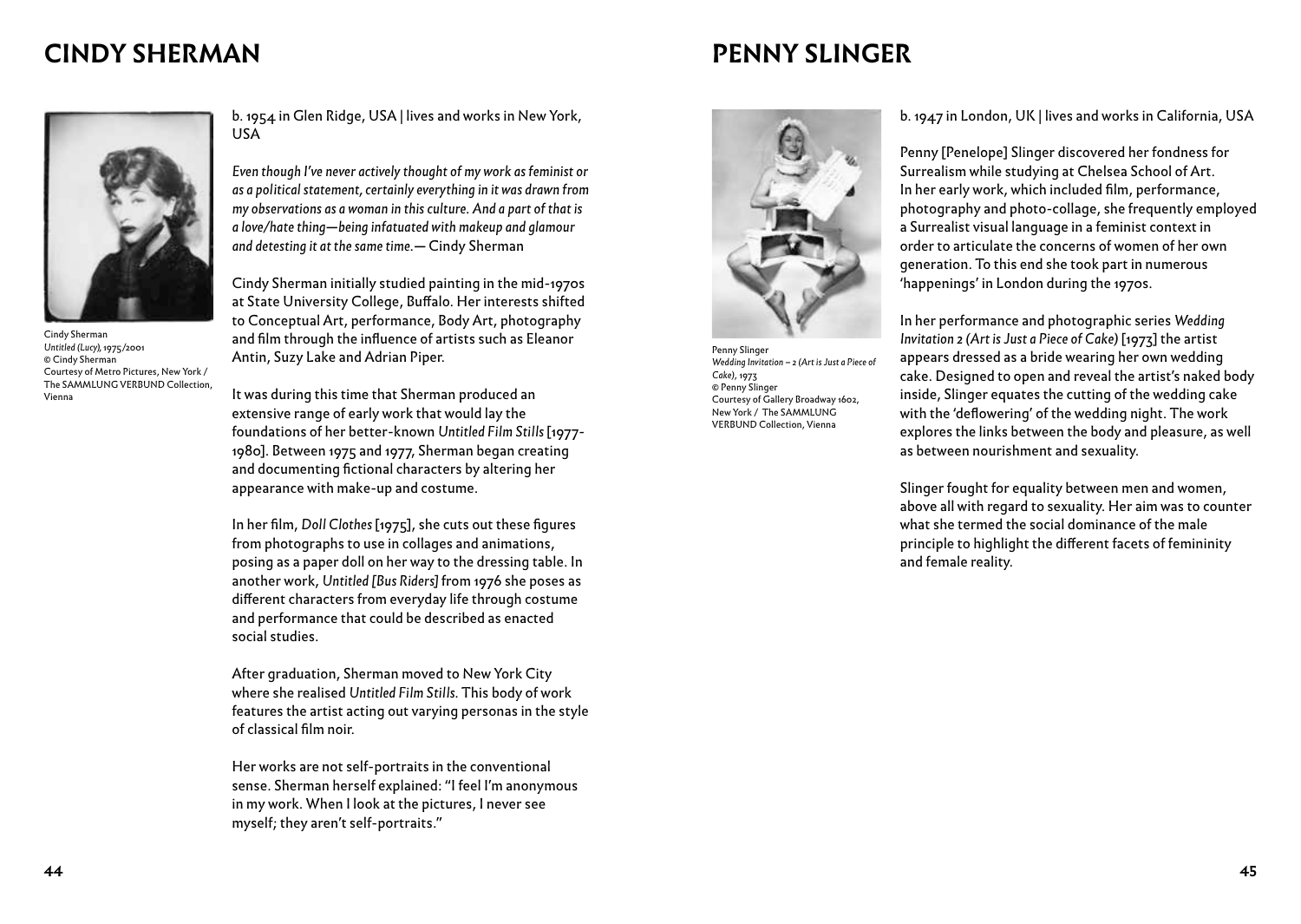# CINDY SHERMAN

Cindy Sherman
*Untitled (Lucy)*, 1975/2001
© Cindy Sherman
Courtesy of Metro Pictures, New York / The SAMMLUNG VERBUND Collection, Vienna

b. 1954 in Glen Ridge, USA | lives and works in New York, USA

*Even though I've never actively thought of my work as feminist or as a political statement, certainly everything in it was drawn from my observations as a woman in this culture. And a part of that is a love/hate thing—being infatuated with makeup and glamour and detesting it at the same time.*— Cindy Sherman

Cindy Sherman initially studied painting in the mid-1970s at State University College, Buffalo. Her interests shifted to Conceptual Art, performance, Body Art, photography and film through the influence of artists such as Eleanor Antin, Suzy Lake and Adrian Piper.

It was during this time that Sherman produced an extensive range of early work that would lay the foundations of her better-known *Untitled Film Stills* [1977-1980]. Between 1975 and 1977, Sherman began creating and documenting fictional characters by altering her appearance with make-up and costume.

In her film, *Doll Clothes* [1975], she cuts out these figures from photographs to use in collages and animations, posing as a paper doll on her way to the dressing table. In another work, *Untitled [Bus Riders]* from 1976 she poses as different characters from everyday life through costume and performance that could be described as enacted social studies.

After graduation, Sherman moved to New York City where she realised *Untitled Film Stills*. This body of work features the artist acting out varying personas in the style of classical film noir.

Her works are not self-portraits in the conventional sense. Sherman herself explained: "I feel I'm anonymous in my work. When I look at the pictures, I never see myself; they aren't self-portraits."

# PENNY SLINGER

Penny Slinger
*Wedding Invitation – 2 (Art is Just a Piece of Cake)*, 1973
© Penny Slinger
Courtesy of Gallery Broadway 1602, New York / The SAMMLUNG VERBUND Collection, Vienna

b. 1947 in London, UK | lives and works in California, USA

Penny [Penelope] Slinger discovered her fondness for Surrealism while studying at Chelsea School of Art. In her early work, which included film, performance, photography and photo-collage, she frequently employed a Surrealist visual language in a feminist context in order to articulate the concerns of women of her own generation. To this end she took part in numerous 'happenings' in London during the 1970s.

In her performance and photographic series *Wedding Invitation 2 (Art is Just a Piece of Cake)* [1973] the artist appears dressed as a bride wearing her own wedding cake. Designed to open and reveal the artist's naked body inside, Slinger equates the cutting of the wedding cake with the 'deflowering' of the wedding night. The work explores the links between the body and pleasure, as well as between nourishment and sexuality.

Slinger fought for equality between men and women, above all with regard to sexuality. Her aim was to counter what she termed the social dominance of the male principle to highlight the different facets of femininity and female reality.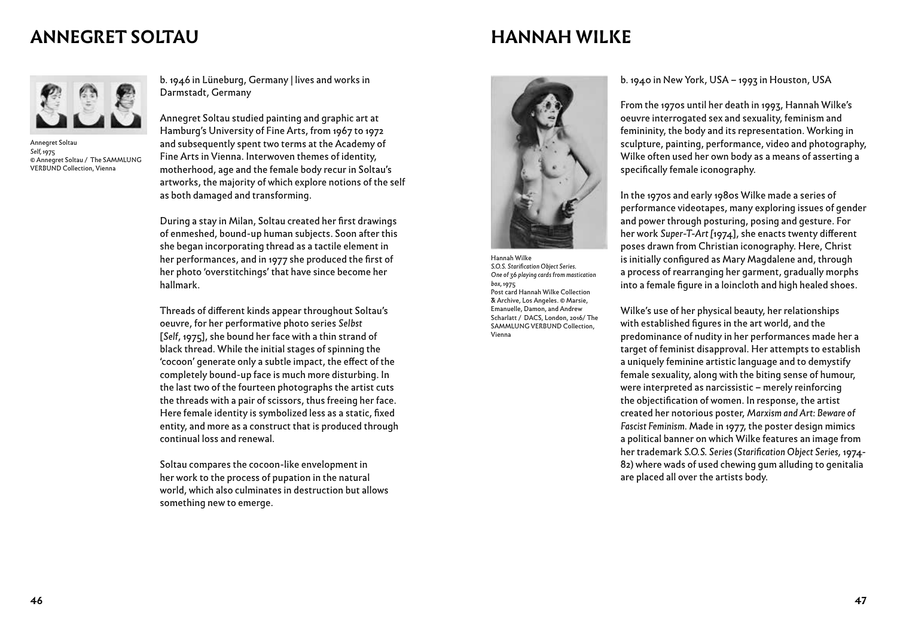# ANNEGRET SOLTAU

Annegret Soltau
*Self*, 1975
© Annegret Soltau / The SAMMLUNG VERBUND Collection, Vienna

b. 1946 in Lüneburg, Germany | lives and works in Darmstadt, Germany

Annegret Soltau studied painting and graphic art at Hamburg's University of Fine Arts, from 1967 to 1972 and subsequently spent two terms at the Academy of Fine Arts in Vienna. Interwoven themes of identity, motherhood, age and the female body recur in Soltau's artworks, the majority of which explore notions of the self as both damaged and transforming.

During a stay in Milan, Soltau created her first drawings of enmeshed, bound-up human subjects. Soon after this she began incorporating thread as a tactile element in her performances, and in 1977 she produced the first of her photo 'overstitchings' that have since become her hallmark.

Threads of different kinds appear throughout Soltau's oeuvre, for her performative photo series *Selbst* [*Self*, 1975], she bound her face with a thin strand of black thread. While the initial stages of spinning the 'cocoon' generate only a subtle impact, the effect of the completely bound-up face is much more disturbing. In the last two of the fourteen photographs the artist cuts the threads with a pair of scissors, thus freeing her face. Here female identity is symbolized less as a static, fixed entity, and more as a construct that is produced through continual loss and renewal.

Soltau compares the cocoon-like envelopment in her work to the process of pupation in the natural world, which also culminates in destruction but allows something new to emerge.

# HANNAH WILKE

Hannah Wilke
*S.O.S. Starification Object Series. One of 36 playing cards from mastication box*, 1975
Post card Hannah Wilke Collection & Archive, Los Angeles. © Marsie, Emanuelle, Damon, and Andrew Scharlatt / DACS, London, 2016/ The SAMMLUNG VERBUND Collection, Vienna

b. 1940 in New York, USA – 1993 in Houston, USA

From the 1970s until her death in 1993, Hannah Wilke's oeuvre interrogated sex and sexuality, feminism and femininity, the body and its representation. Working in sculpture, painting, performance, video and photography, Wilke often used her own body as a means of asserting a specifically female iconography.

In the 1970s and early 1980s Wilke made a series of performance videotapes, many exploring issues of gender and power through posturing, posing and gesture. For her work *Super-T-Art* [1974], she enacts twenty different poses drawn from Christian iconography. Here, Christ is initially configured as Mary Magdalene and, through a process of rearranging her garment, gradually morphs into a female figure in a loincloth and high healed shoes.

Wilke's use of her physical beauty, her relationships with established figures in the art world, and the predominance of nudity in her performances made her a target of feminist disapproval. Her attempts to establish a uniquely feminine artistic language and to demystify female sexuality, along with the biting sense of humour, were interpreted as narcissistic – merely reinforcing the objectification of women. In response, the artist created her notorious poster, *Marxism and Art: Beware of Fascist Feminism*. Made in 1977, the poster design mimics a political banner on which Wilke features an image from her trademark *S.O.S. Series* (*Starification Object Series*, 1974-82) where wads of used chewing gum alluding to genitalia are placed all over the artists body.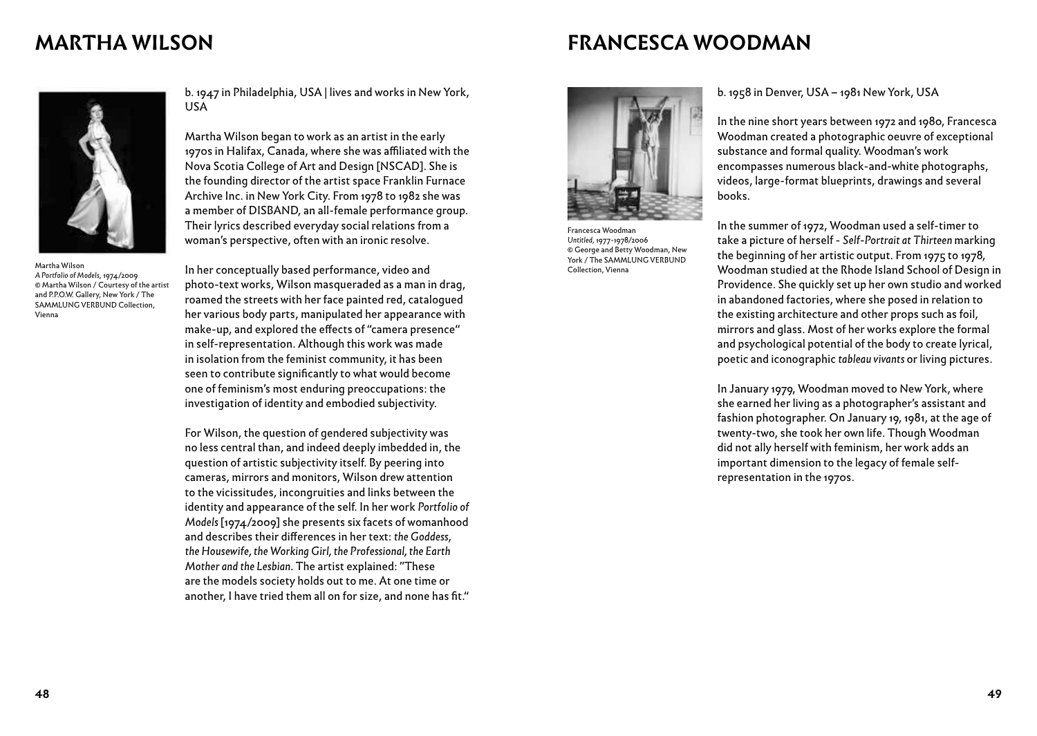# MARTHA WILSON

Martha Wilson
*A Portfolio of Models*, 1974/2009
© Martha Wilson / Courtesy of the artist and P.P.O.W. Gallery, New York / The SAMMLUNG VERBUND Collection, Vienna

b. 1947 in Philadelphia, USA | lives and works in New York, USA

Martha Wilson began to work as an artist in the early 1970s in Halifax, Canada, where she was affiliated with the Nova Scotia College of Art and Design [NSCAD]. She is the founding director of the artist space Franklin Furnace Archive Inc. in New York City. From 1978 to 1982 she was a member of DISBAND, an all-female performance group. Their lyrics described everyday social relations from a woman's perspective, often with an ironic resolve.

In her conceptually based performance, video and photo-text works, Wilson masqueraded as a man in drag, roamed the streets with her face painted red, catalogued her various body parts, manipulated her appearance with make-up, and explored the effects of "camera presence" in self-representation. Although this work was made in isolation from the feminist community, it has been seen to contribute significantly to what would become one of feminism's most enduring preoccupations: the investigation of identity and embodied subjectivity.

For Wilson, the question of gendered subjectivity was no less central than, and indeed deeply imbedded in, the question of artistic subjectivity itself. By peering into cameras, mirrors and monitors, Wilson drew attention to the vicissitudes, incongruities and links between the identity and appearance of the self. In her work *Portfolio of Models* [1974/2009] she presents six facets of womanhood and describes their differences in her text: *the Goddess, the Housewife, the Working Girl, the Professional, the Earth Mother and the Lesbian*. The artist explained: "These are the models society holds out to me. At one time or another, I have tried them all on for size, and none has fit."

# FRANCESCA WOODMAN

Francesca Woodman
*Untitled*, 1977-1978/2006
© George and Betty Woodman, New York / The SAMMLUNG VERBUND Collection, Vienna

b. 1958 in Denver, USA – 1981 New York, USA

In the nine short years between 1972 and 1980, Francesca Woodman created a photographic oeuvre of exceptional substance and formal quality. Woodman's work encompasses numerous black-and-white photographs, videos, large-format blueprints, drawings and several books.

In the summer of 1972, Woodman used a self-timer to take a picture of herself - *Self-Portrait at Thirteen* marking the beginning of her artistic output. From 1975 to 1978, Woodman studied at the Rhode Island School of Design in Providence. She quickly set up her own studio and worked in abandoned factories, where she posed in relation to the existing architecture and other props such as foil, mirrors and glass. Most of her works explore the formal and psychological potential of the body to create lyrical, poetic and iconographic *tableau vivants* or living pictures.

In January 1979, Woodman moved to New York, where she earned her living as a photographer's assistant and fashion photographer. On January 19, 1981, at the age of twenty-two, she took her own life. Though Woodman did not ally herself with feminism, her work adds an important dimension to the legacy of female self-representation in the 1970s.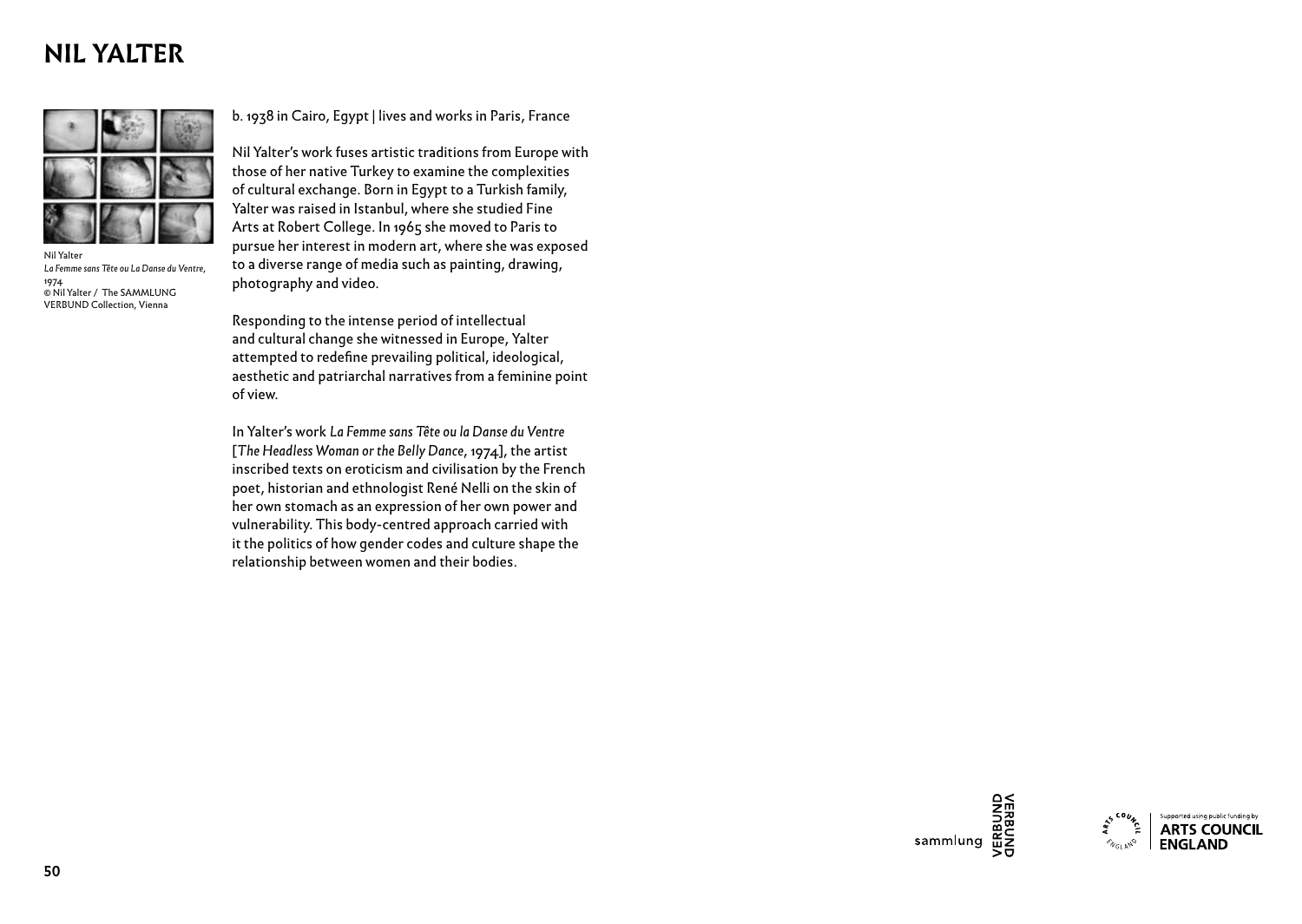# NIL YALTER

Nil Yalter
*La Femme sans Tête ou La Danse du Ventre*, 1974
© Nil Yalter / The SAMMLUNG VERBUND Collection, Vienna

b. 1938 in Cairo, Egypt | lives and works in Paris, France

Nil Yalter's work fuses artistic traditions from Europe with those of her native Turkey to examine the complexities of cultural exchange. Born in Egypt to a Turkish family, Yalter was raised in Istanbul, where she studied Fine Arts at Robert College. In 1965 she moved to Paris to pursue her interest in modern art, where she was exposed to a diverse range of media such as painting, drawing, photography and video.

Responding to the intense period of intellectual and cultural change she witnessed in Europe, Yalter attempted to redefine prevailing political, ideological, aesthetic and patriarchal narratives from a feminine point of view.

In Yalter's work *La Femme sans Tête ou la Danse du Ventre* [*The Headless Woman or the Belly Dance*, 1974], the artist inscribed texts on eroticism and civilisation by the French poet, historian and ethnologist René Nelli on the skin of her own stomach as an expression of her own power and vulnerability. This body-centred approach carried with it the politics of how gender codes and culture shape the relationship between women and their bodies.

sammlung VERBUND

Supported using public funding by ARTS COUNCIL ENGLAND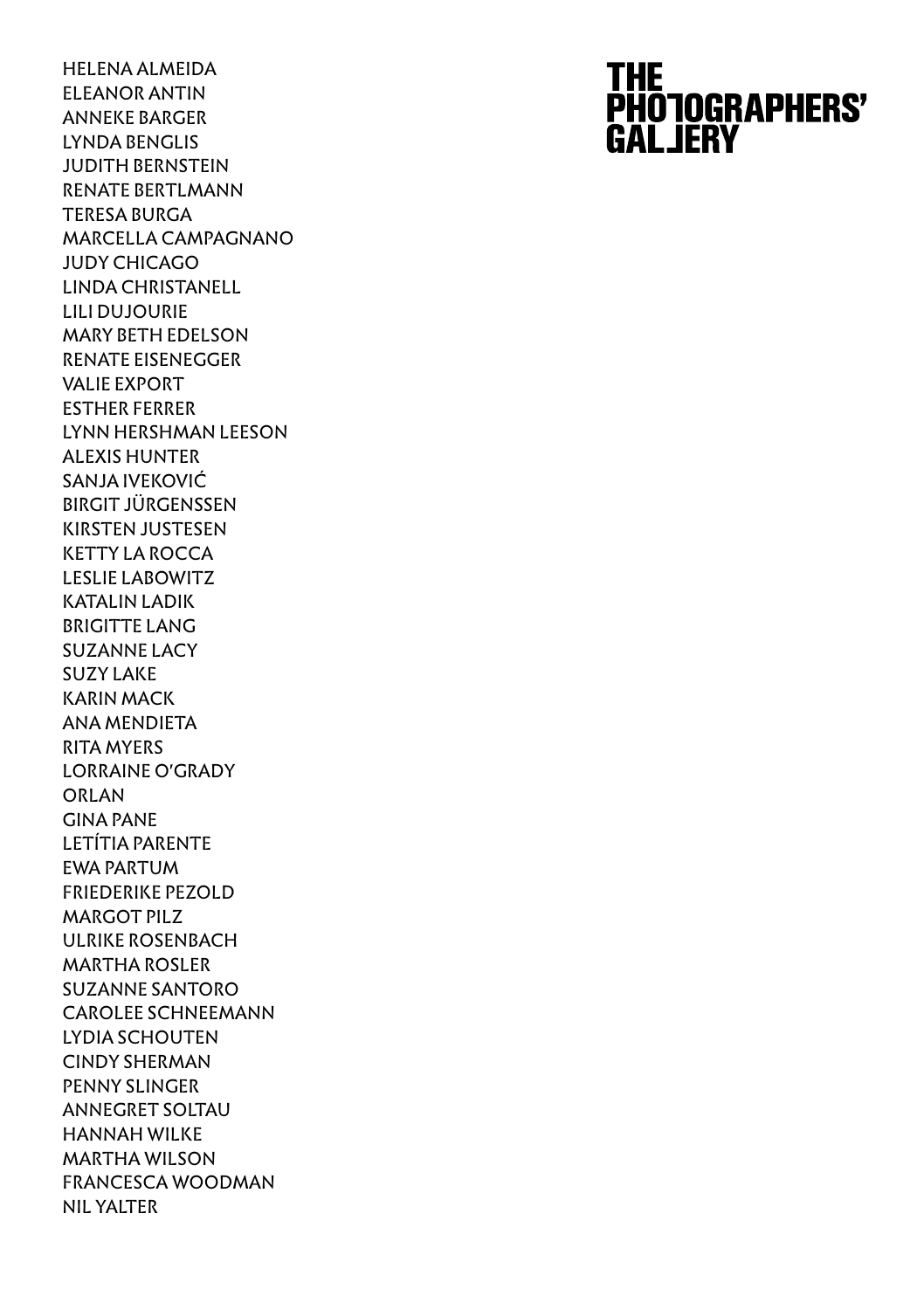HELENA ALMEIDA
ELEANOR ANTIN
ANNEKE BARGER
LYNDA BENGLIS
JUDITH BERNSTEIN
RENATE BERTLMANN
TERESA BURGA
MARCELLA CAMPAGNANO
JUDY CHICAGO
LINDA CHRISTANELL
LILI DUJOURIE
MARY BETH EDELSON
RENATE EISENEGGER
VALIE EXPORT
ESTHER FERRER
LYNN HERSHMAN LEESON
ALEXIS HUNTER
SANJA IVEKOVIĆ
BIRGIT JÜRGENSSEN
KIRSTEN JUSTESEN
KETTY LA ROCCA
LESLIE LABOWITZ
KATALIN LADIK
BRIGITTE LANG
SUZANNE LACY
SUZY LAKE
KARIN MACK
ANA MENDIETA
RITA MYERS
LORRAINE O'GRADY
ORLAN
GINA PANE
LETÍTIA PARENTE
EWA PARTUM
FRIEDERIKE PEZOLD
MARGOT PILZ
ULRIKE ROSENBACH
MARTHA ROSLER
SUZANNE SANTORO
CAROLEE SCHNEEMANN
LYDIA SCHOUTEN
CINDY SHERMAN
PENNY SLINGER
ANNEGRET SOLTAU
HANNAH WILKE
MARTHA WILSON
FRANCESCA WOODMAN
NIL YALTER

**THE PHOTOGRAPHERS' GALLERY**